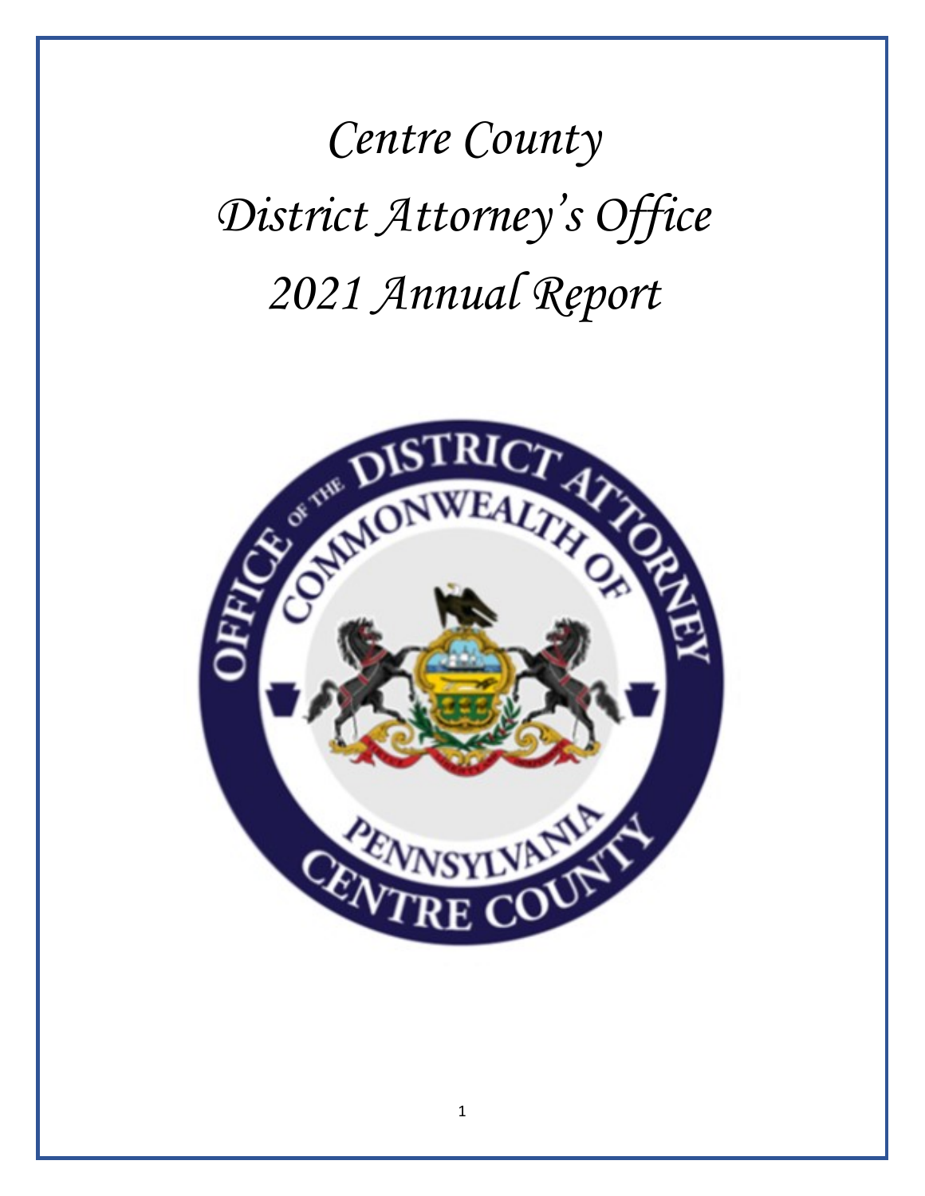# Centre County

# District Attorney's Office

# 2021 Annual Report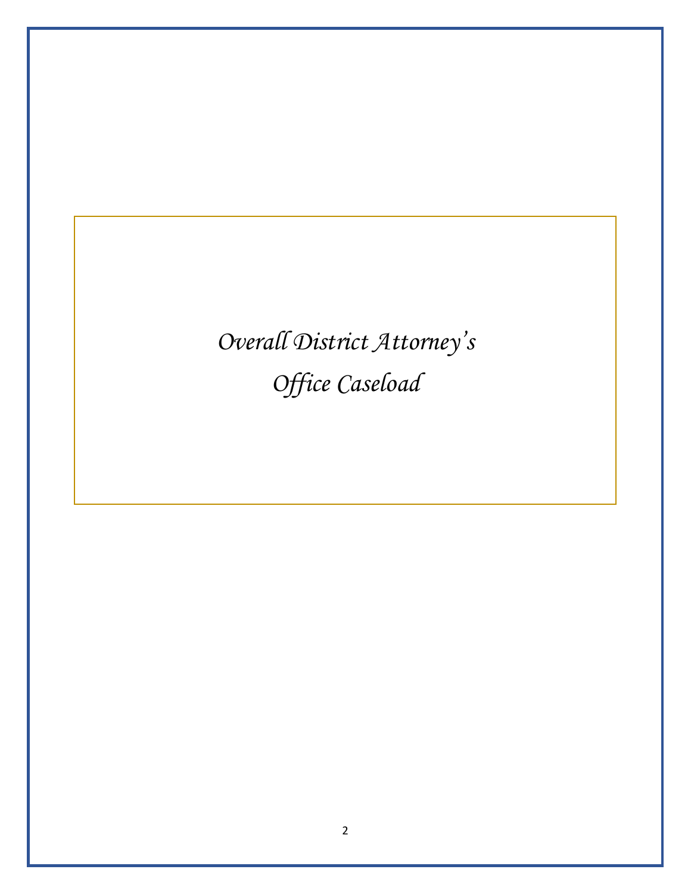# *Overall District Attorney's Office Caseload*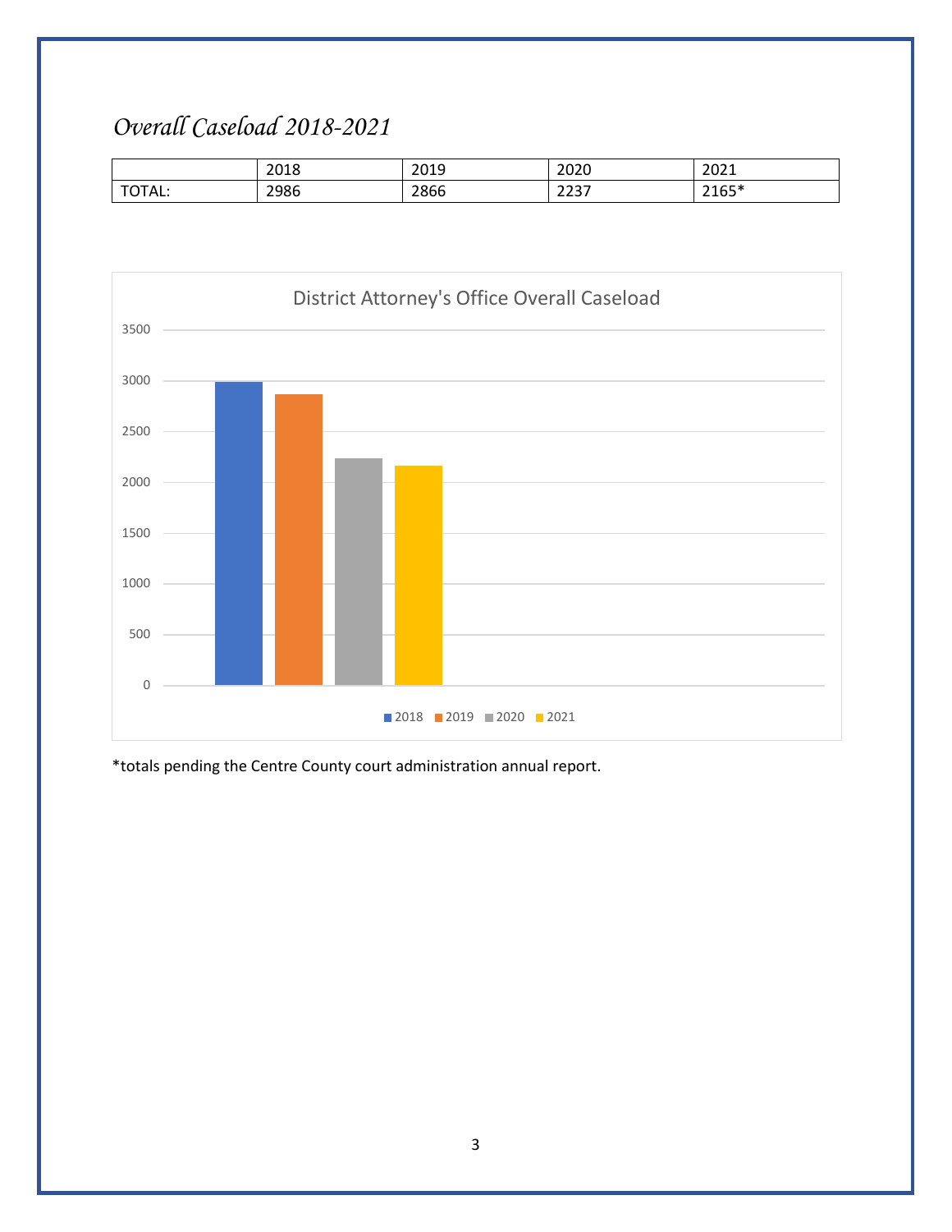## *Overall Caseload 2018-2021*

| | 2018 | 2019 | 2020 | 2021 |
|---|---|---|---|---|
| TOTAL: | 2986 | 2866 | 2237 | 2165* |

*totals pending the Centre County court administration annual report.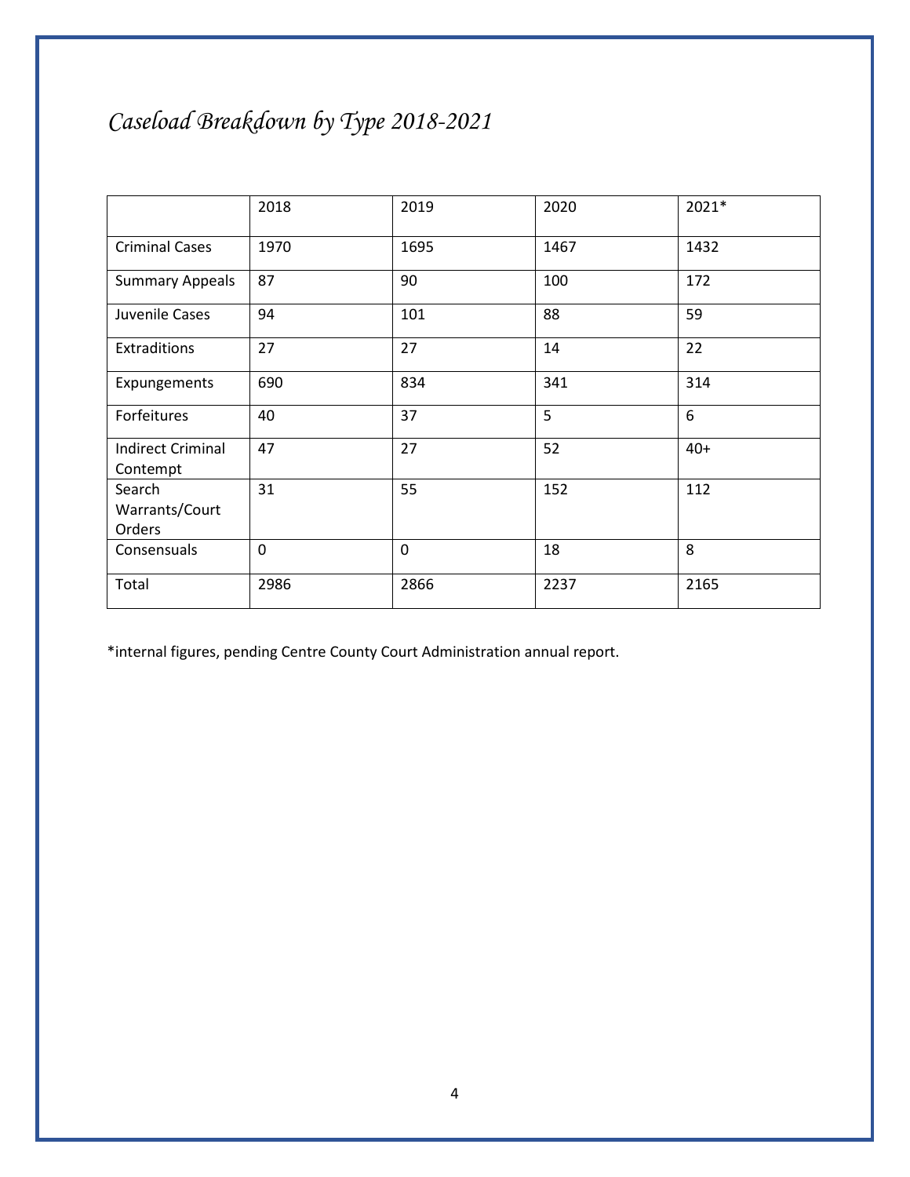## *Caseload Breakdown by Type 2018-2021*

| | 2018 | 2019 | 2020 | 2021* |
|---|---|---|---|---|
| Criminal Cases | 1970 | 1695 | 1467 | 1432 |
| Summary Appeals | 87 | 90 | 100 | 172 |
| Juvenile Cases | 94 | 101 | 88 | 59 |
| Extraditions | 27 | 27 | 14 | 22 |
| Expungements | 690 | 834 | 341 | 314 |
| Forfeitures | 40 | 37 | 5 | 6 |
| Indirect Criminal Contempt | 47 | 27 | 52 | 40+ |
| Search Warrants/Court Orders | 31 | 55 | 152 | 112 |
| Consensuals | 0 | 0 | 18 | 8 |
| Total | 2986 | 2866 | 2237 | 2165 |

*internal figures, pending Centre County Court Administration annual report.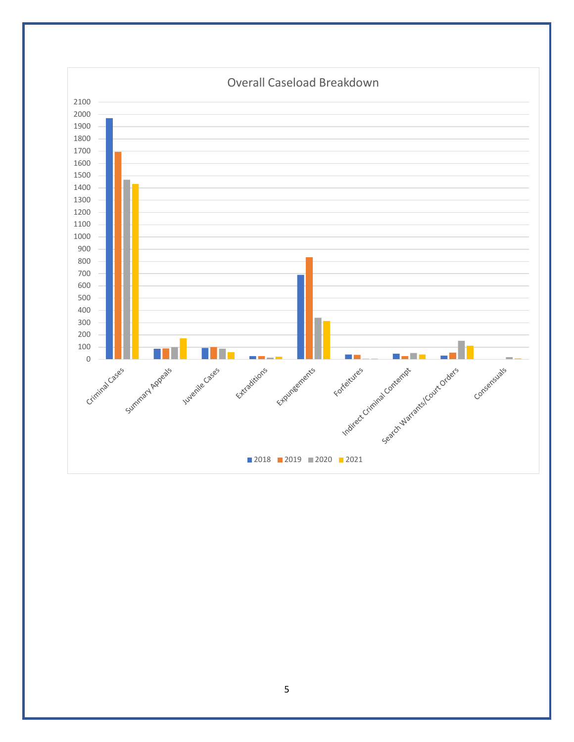Overall Caseload Breakdown

Y-axis: 0, 100, 200, 300, 400, 500, 600, 700, 800, 900, 1000, 1100, 1200, 1300, 1400, 1500, 1600, 1700, 1800, 1900, 2000, 2100

Categories: Criminal Cases, Summary Appeals, Juvenile Cases, Extraditions, Expungements, Forfeitures, Indirect Criminal Contempt, Search Warrants/Court Orders, Consensuals

Legend: 2018, 2019, 2020, 2021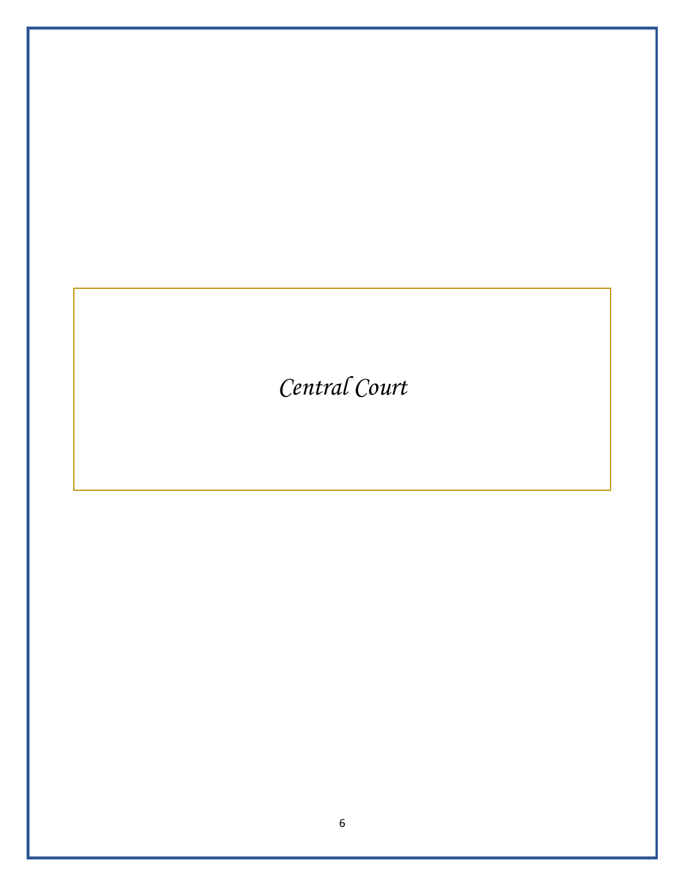# *Central Court*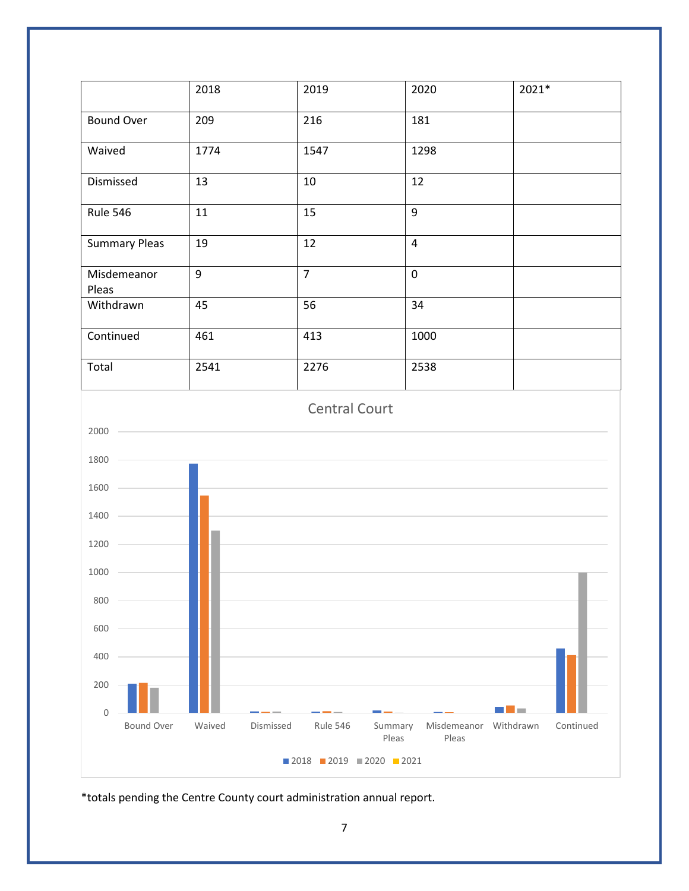| | 2018 | 2019 | 2020 | 2021* |
|---|---|---|---|---|
| Bound Over | 209 | 216 | 181 | |
| Waived | 1774 | 1547 | 1298 | |
| Dismissed | 13 | 10 | 12 | |
| Rule 546 | 11 | 15 | 9 | |
| Summary Pleas | 19 | 12 | 4 | |
| Misdemeanor Pleas | 9 | 7 | 0 | |
| Withdrawn | 45 | 56 | 34 | |
| Continued | 461 | 413 | 1000 | |
| Total | 2541 | 2276 | 2538 | |

Central Court

*totals pending the Centre County court administration annual report.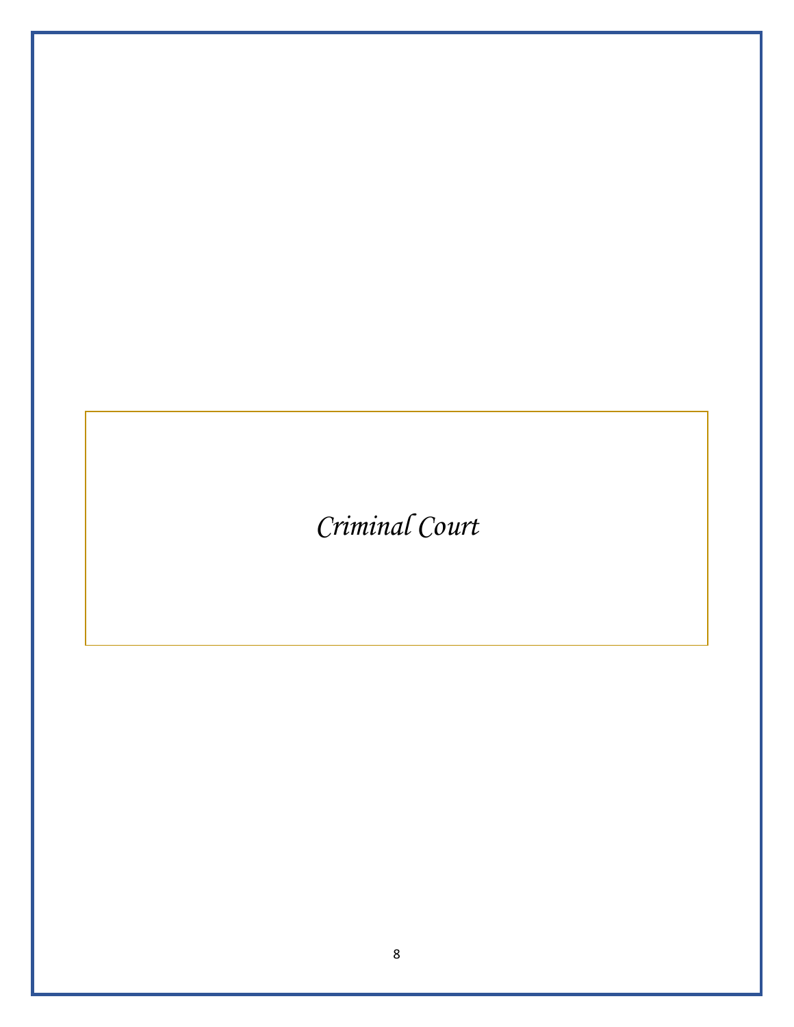# *Criminal Court*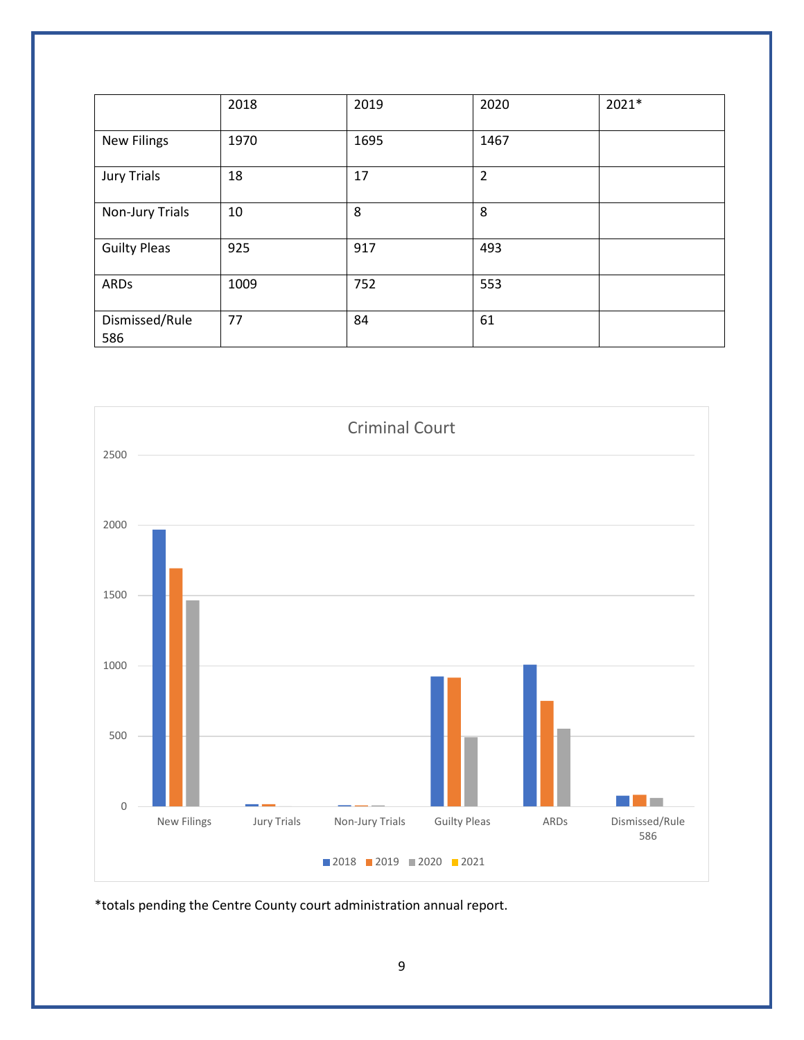| | 2018 | 2019 | 2020 | 2021* |
|---|---|---|---|---|
| New Filings | 1970 | 1695 | 1467 | |
| Jury Trials | 18 | 17 | 2 | |
| Non-Jury Trials | 10 | 8 | 8 | |
| Guilty Pleas | 925 | 917 | 493 | |
| ARDs | 1009 | 752 | 553 | |
| Dismissed/Rule 586 | 77 | 84 | 61 | |

*totals pending the Centre County court administration annual report.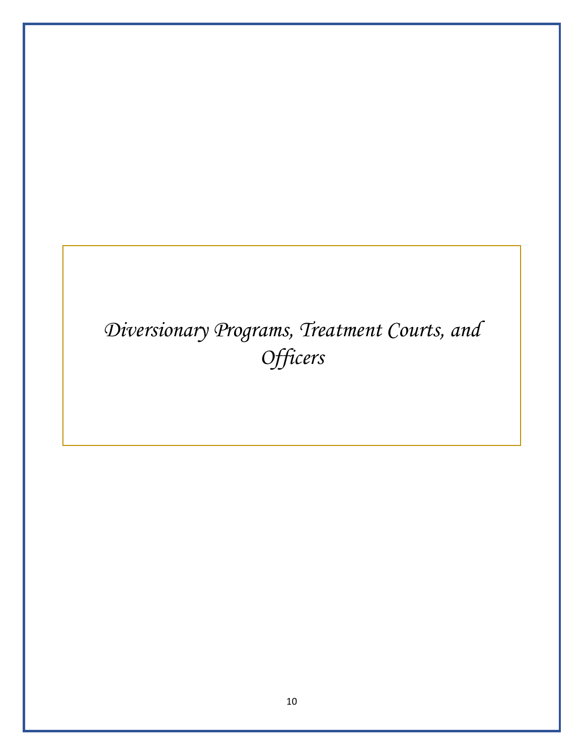# *Diversionary Programs, Treatment Courts, and Officers*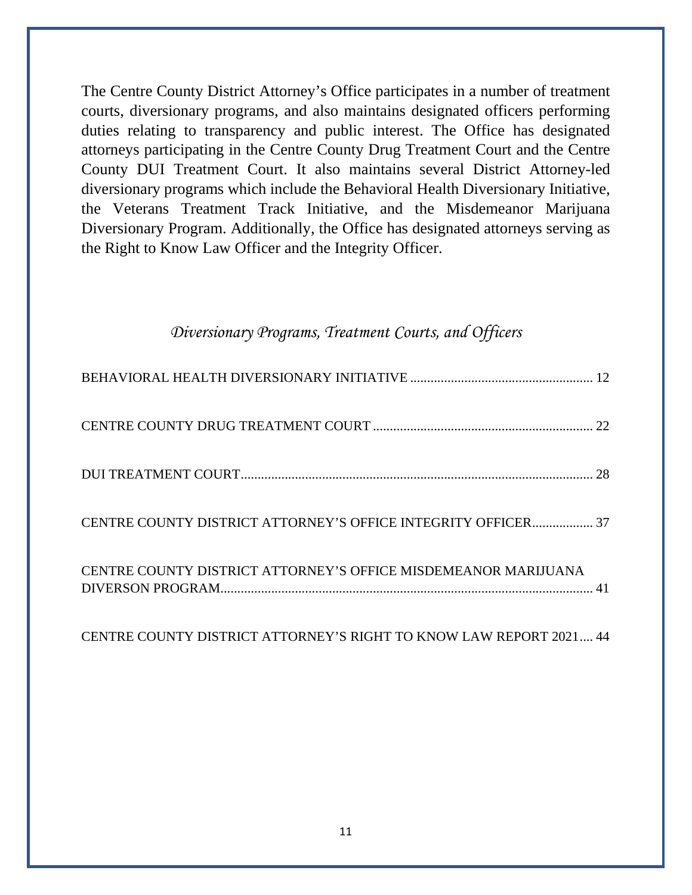The Centre County District Attorney's Office participates in a number of treatment courts, diversionary programs, and also maintains designated officers performing duties relating to transparency and public interest. The Office has designated attorneys participating in the Centre County Drug Treatment Court and the Centre County DUI Treatment Court. It also maintains several District Attorney-led diversionary programs which include the Behavioral Health Diversionary Initiative, the Veterans Treatment Track Initiative, and the Misdemeanor Marijuana Diversionary Program. Additionally, the Office has designated attorneys serving as the Right to Know Law Officer and the Integrity Officer.

## *Diversionary Programs, Treatment Courts, and Officers*

BEHAVIORAL HEALTH DIVERSIONARY INITIATIVE ..................................................... 12

CENTRE COUNTY DRUG TREATMENT COURT ................................................................ 22

DUI TREATMENT COURT....................................................................................................... 28

CENTRE COUNTY DISTRICT ATTORNEY'S OFFICE INTEGRITY OFFICER.................. 37

CENTRE COUNTY DISTRICT ATTORNEY'S OFFICE MISDEMEANOR MARIJUANA DIVERSON PROGRAM.............................................................................................................. 41

CENTRE COUNTY DISTRICT ATTORNEY'S RIGHT TO KNOW LAW REPORT 2021.... 44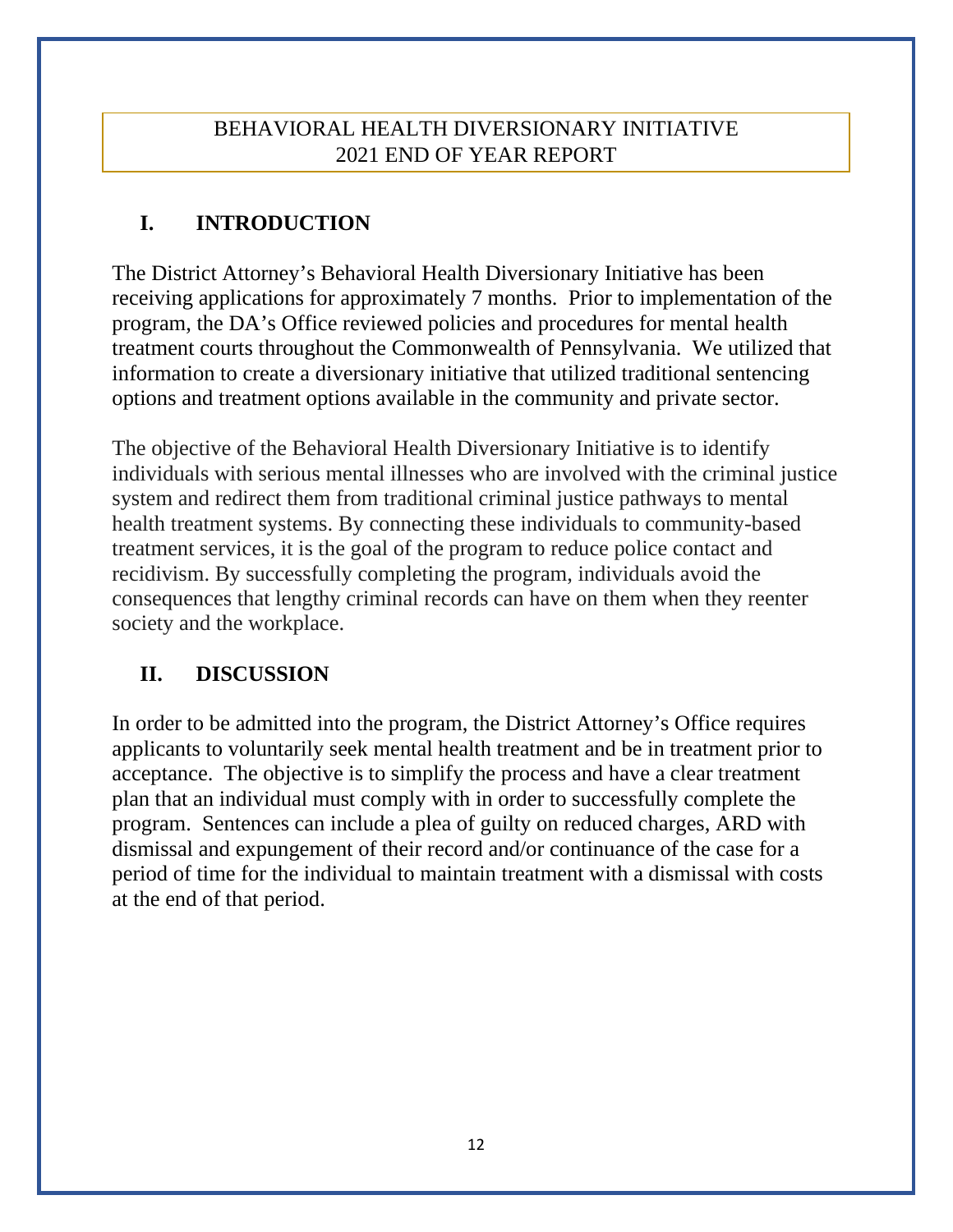# BEHAVIORAL HEALTH DIVERSIONARY INITIATIVE
# 2021 END OF YEAR REPORT

## I. INTRODUCTION

The District Attorney's Behavioral Health Diversionary Initiative has been receiving applications for approximately 7 months. Prior to implementation of the program, the DA's Office reviewed policies and procedures for mental health treatment courts throughout the Commonwealth of Pennsylvania. We utilized that information to create a diversionary initiative that utilized traditional sentencing options and treatment options available in the community and private sector.

The objective of the Behavioral Health Diversionary Initiative is to identify individuals with serious mental illnesses who are involved with the criminal justice system and redirect them from traditional criminal justice pathways to mental health treatment systems. By connecting these individuals to community-based treatment services, it is the goal of the program to reduce police contact and recidivism. By successfully completing the program, individuals avoid the consequences that lengthy criminal records can have on them when they reenter society and the workplace.

## II. DISCUSSION

In order to be admitted into the program, the District Attorney's Office requires applicants to voluntarily seek mental health treatment and be in treatment prior to acceptance. The objective is to simplify the process and have a clear treatment plan that an individual must comply with in order to successfully complete the program. Sentences can include a plea of guilty on reduced charges, ARD with dismissal and expungement of their record and/or continuance of the case for a period of time for the individual to maintain treatment with a dismissal with costs at the end of that period.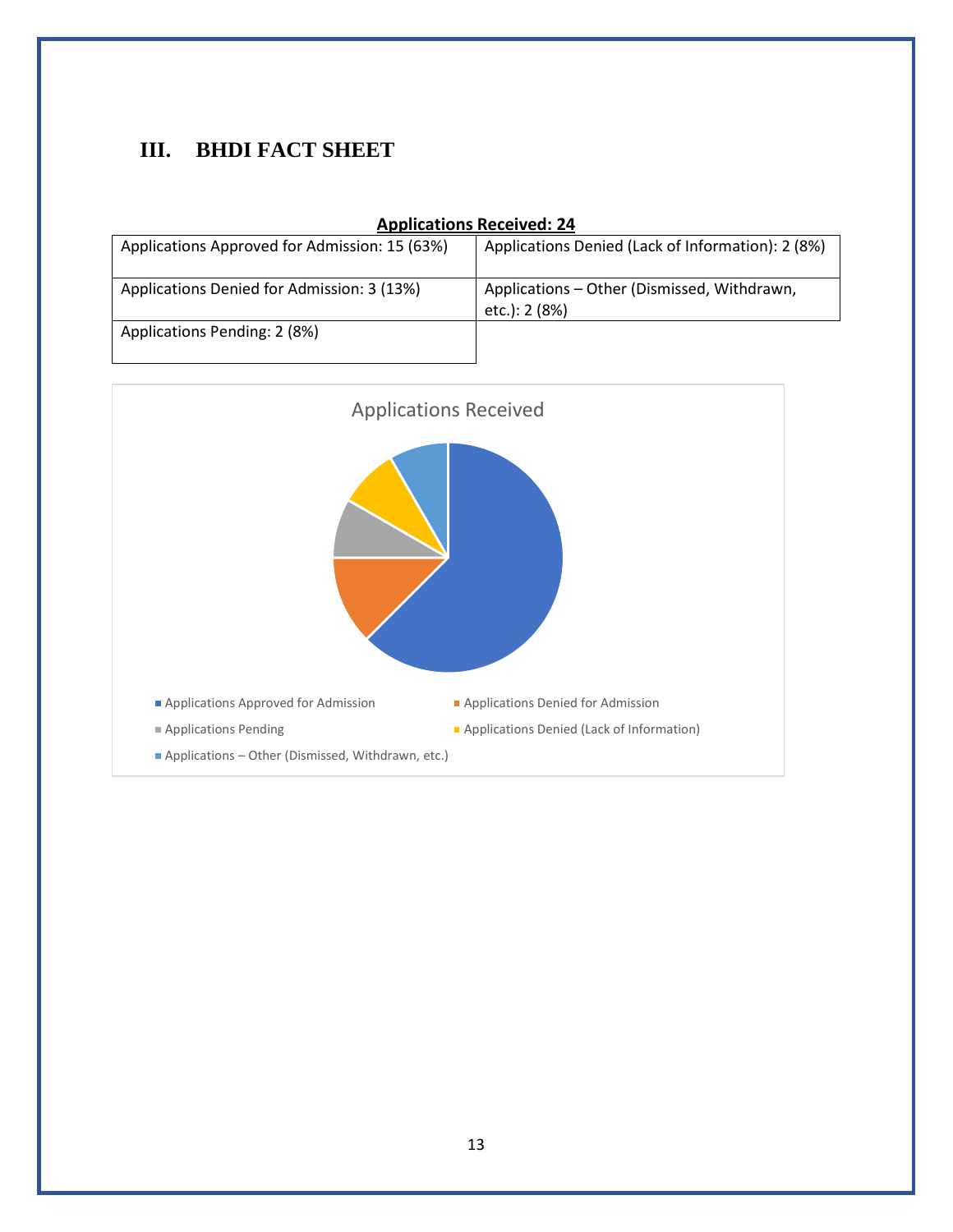## III. BHDI FACT SHEET

**Applications Received: 24**

| | |
|---|---|
| Applications Approved for Admission: 15 (63%) | Applications Denied (Lack of Information): 2 (8%) |
| Applications Denied for Admission: 3 (13%) | Applications – Other (Dismissed, Withdrawn, etc.): 2 (8%) |
| Applications Pending: 2 (8%) | |

Applications Received

- Applications Approved for Admission
- Applications Denied for Admission
- Applications Pending
- Applications Denied (Lack of Information)
- Applications – Other (Dismissed, Withdrawn, etc.)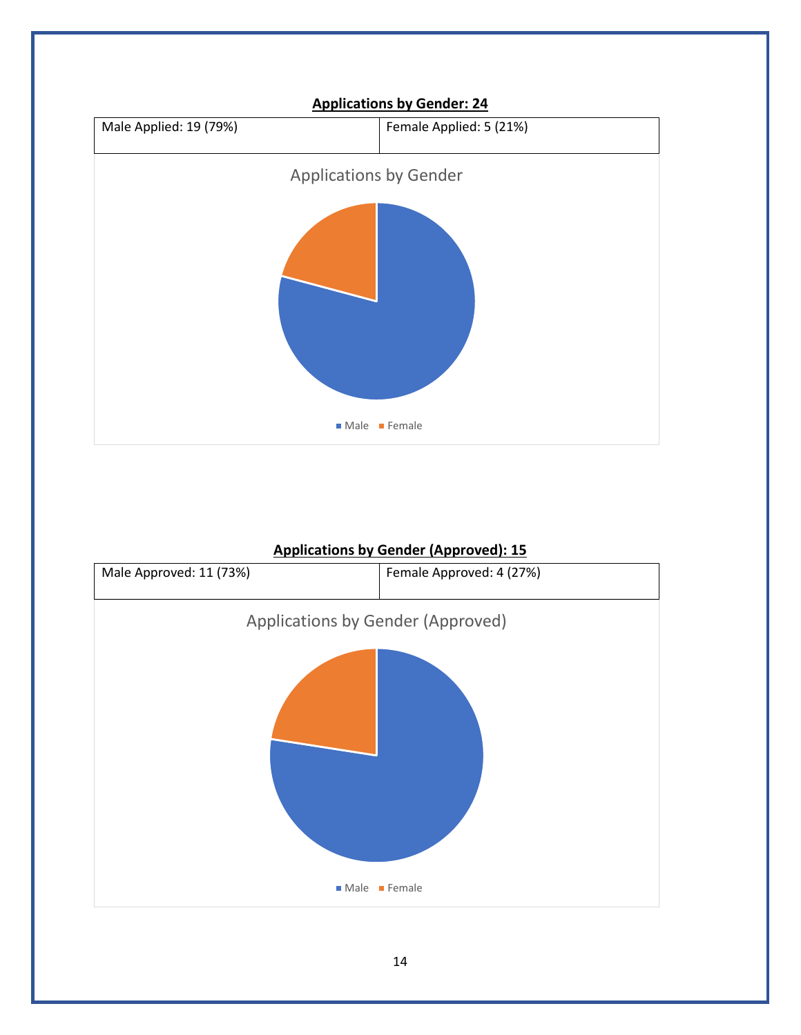**Applications by Gender: 24**

| Male Applied: 19 (79%) | Female Applied: 5 (21%) |
|---|---|

Applications by Gender

Male Female

**Applications by Gender (Approved): 15**

| Male Approved: 11 (73%) | Female Approved: 4 (27%) |
|---|---|

Applications by Gender (Approved)

Male Female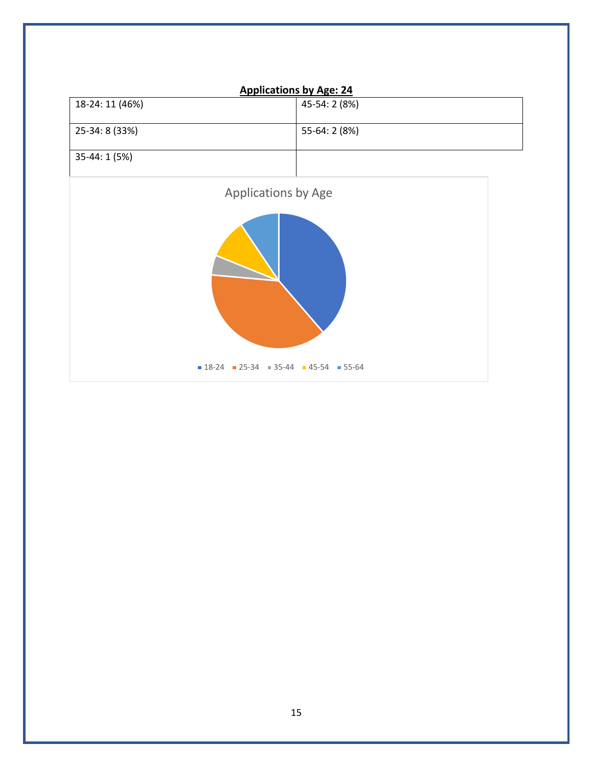**Applications by Age: 24**

| | |
|---|---|
| 18-24: 11 (46%) | 45-54: 2 (8%) |
| 25-34: 8 (33%) | 55-64: 2 (8%) |
| 35-44: 1 (5%) | |

Applications by Age

■ 18-24 ■ 25-34 ■ 35-44 ■ 45-54 ■ 55-64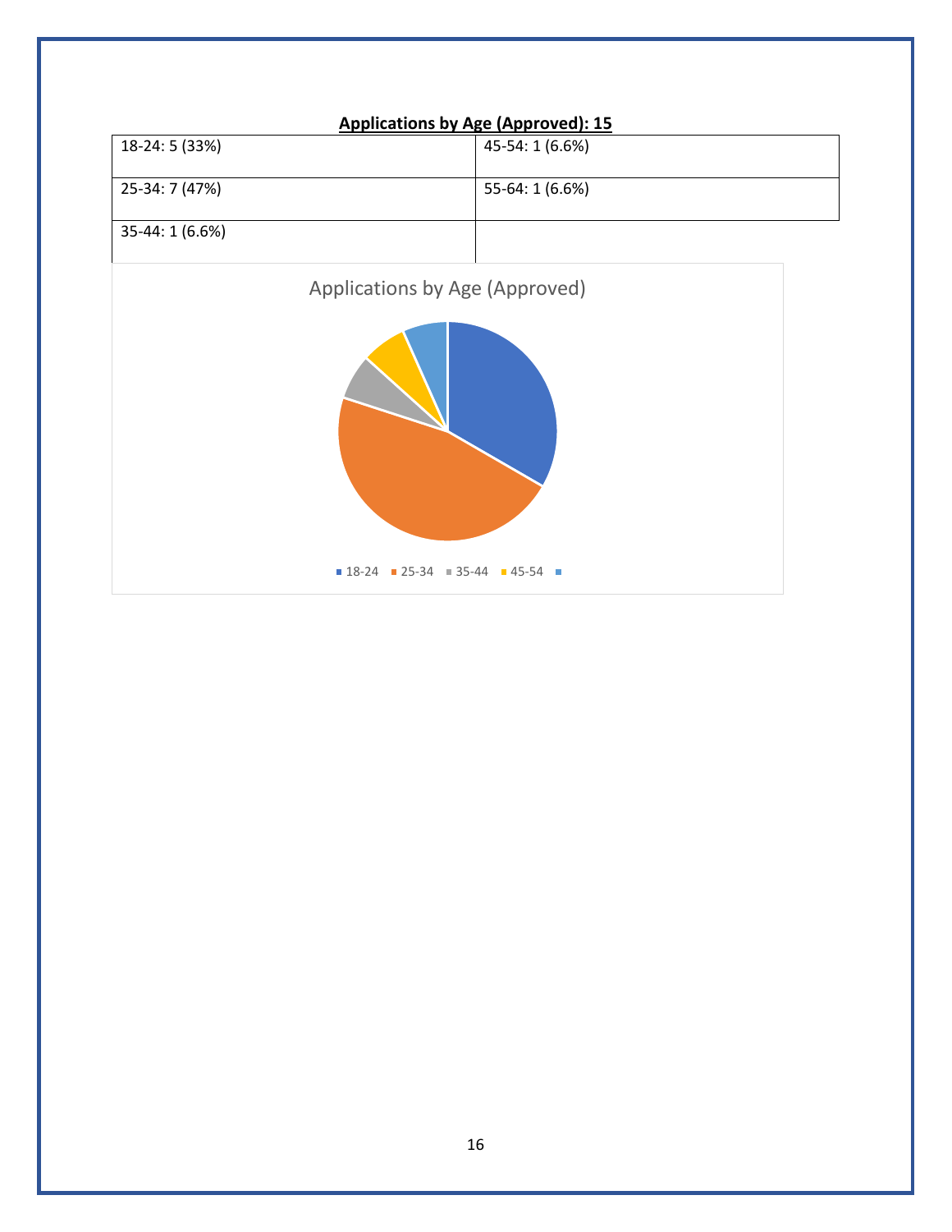**Applications by Age (Approved): 15**

| 18-24: 5 (33%) | 45-54: 1 (6.6%) |
|---|---|
| 25-34: 7 (47%) | 55-64: 1 (6.6%) |
| 35-44: 1 (6.6%) | |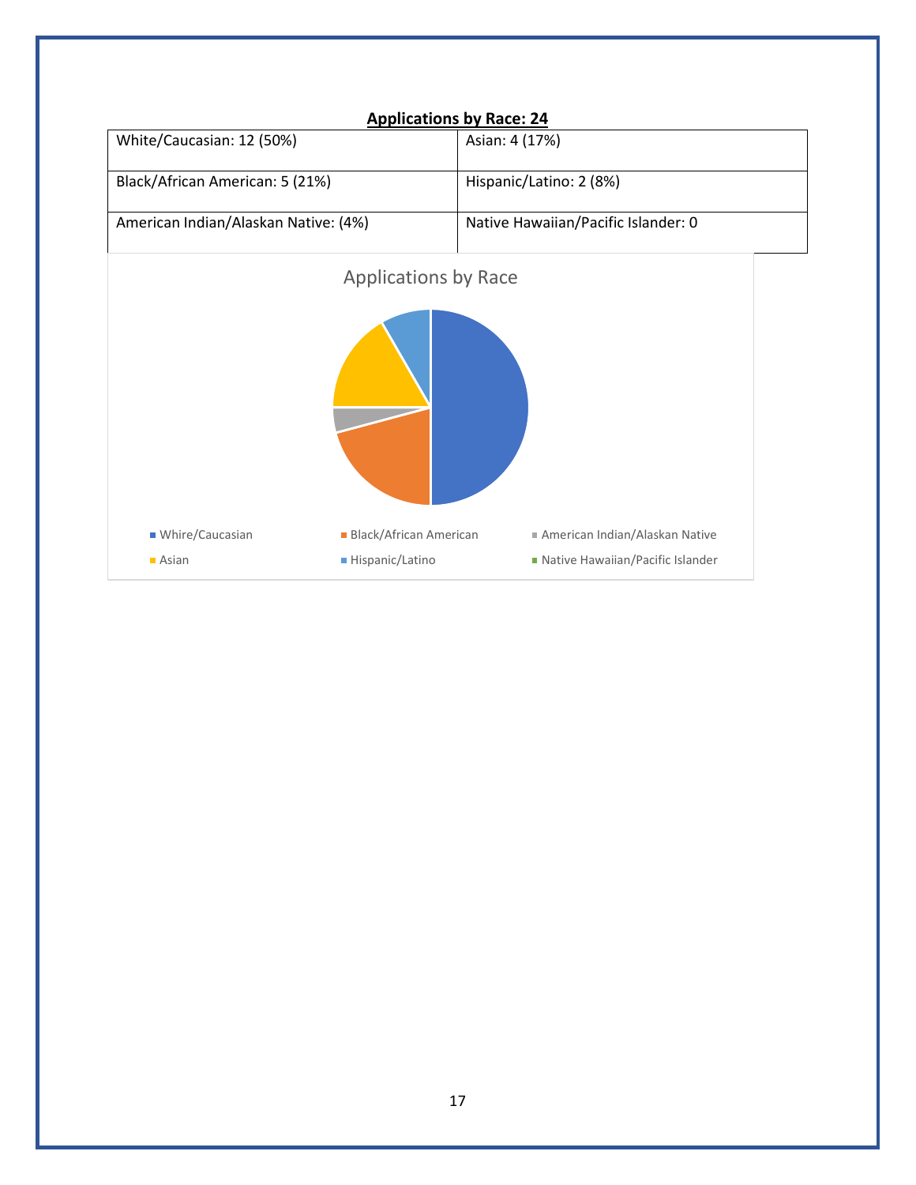**Applications by Race: 24**

| White/Caucasian: 12 (50%) | Asian: 4 (17%) |
|---|---|
| Black/African American: 5 (21%) | Hispanic/Latino: 2 (8%) |
| American Indian/Alaskan Native: (4%) | Native Hawaiian/Pacific Islander: 0 |

Applications by Race

Whire/Caucasian, Black/African American, American Indian/Alaskan Native, Asian, Hispanic/Latino, Native Hawaiian/Pacific Islander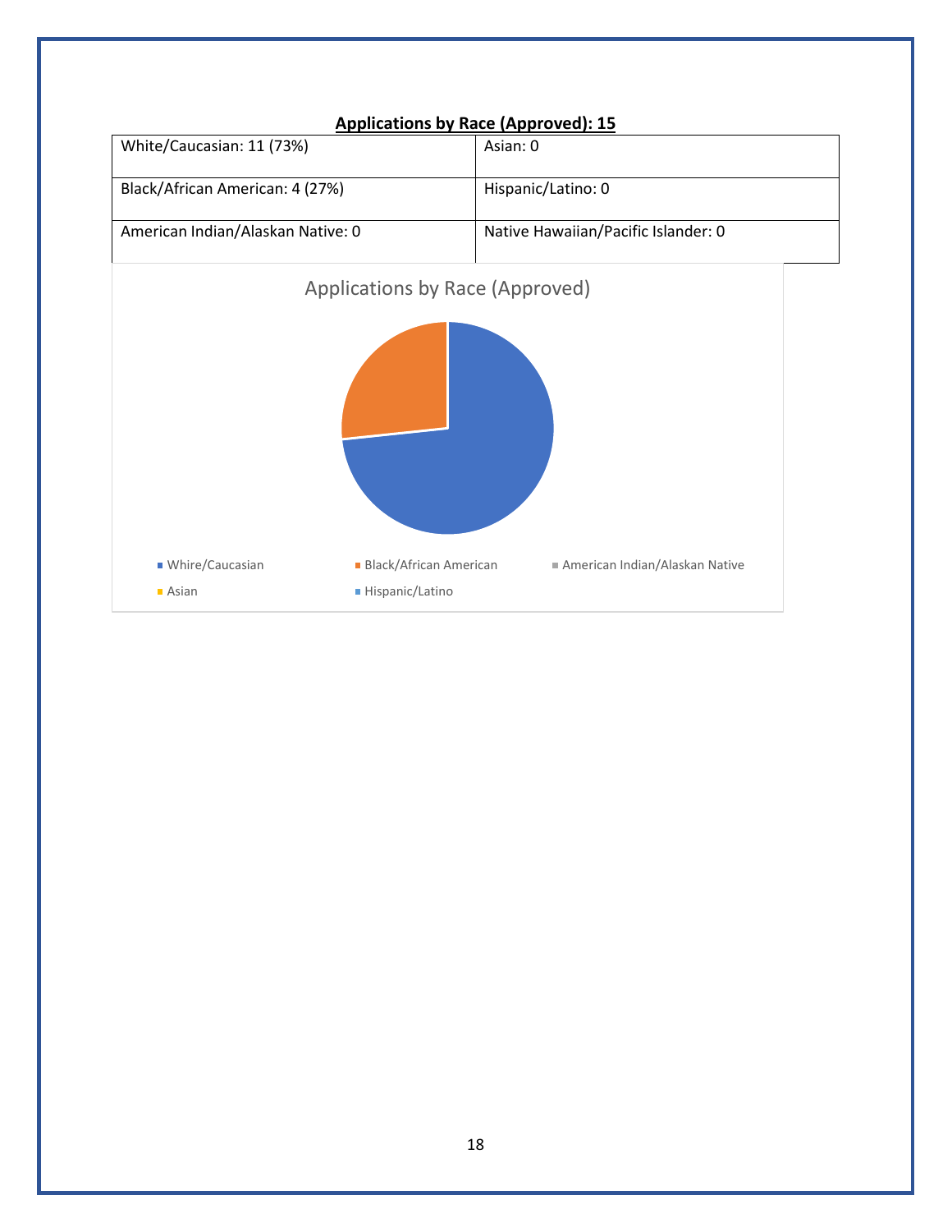**Applications by Race (Approved): 15**

| | |
|---|---|
| White/Caucasian: 11 (73%) | Asian: 0 |
| Black/African American: 4 (27%) | Hispanic/Latino: 0 |
| American Indian/Alaskan Native: 0 | Native Hawaiian/Pacific Islander: 0 |

Applications by Race (Approved)

Whire/Caucasian | Black/African American | American Indian/Alaskan Native | Asian | Hispanic/Latino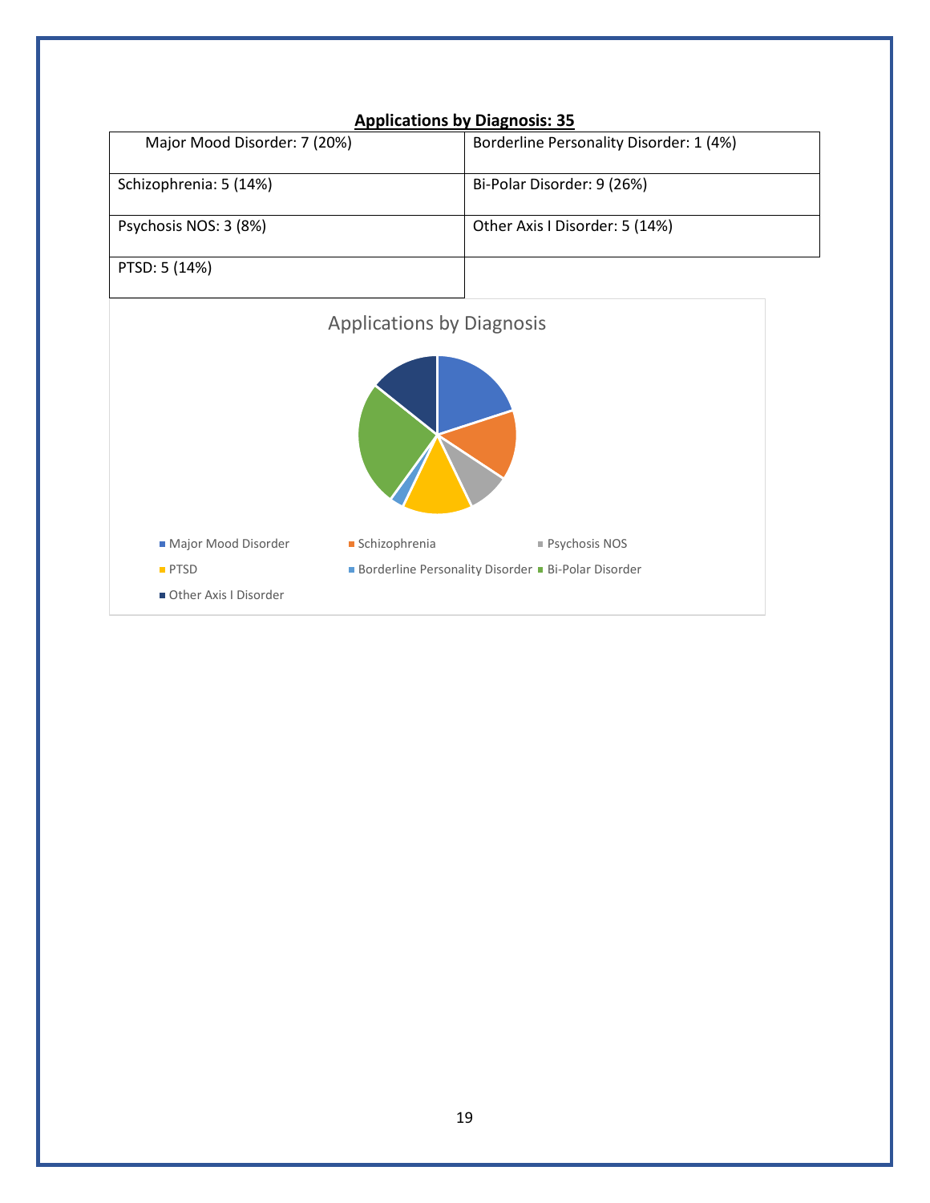**Applications by Diagnosis: 35**

| | |
|---|---|
| Major Mood Disorder: 7 (20%) | Borderline Personality Disorder: 1 (4%) |
| Schizophrenia: 5 (14%) | Bi-Polar Disorder: 9 (26%) |
| Psychosis NOS: 3 (8%) | Other Axis I Disorder: 5 (14%) |
| PTSD: 5 (14%) | |

Applications by Diagnosis

- Major Mood Disorder
- Schizophrenia
- Psychosis NOS
- PTSD
- Borderline Personality Disorder
- Bi-Polar Disorder
- Other Axis I Disorder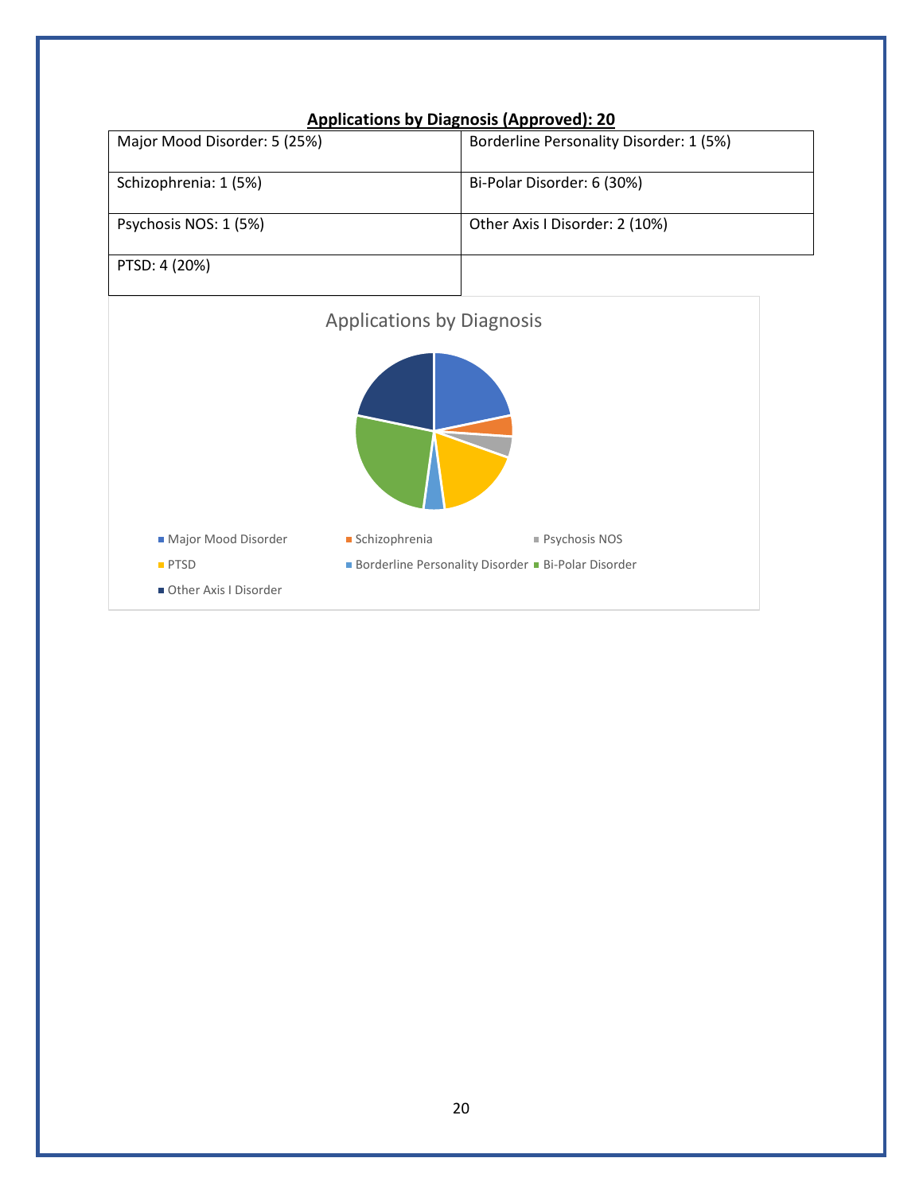## Applications by Diagnosis (Approved): 20

| | |
|---|---|
| Major Mood Disorder: 5 (25%) | Borderline Personality Disorder: 1 (5%) |
| Schizophrenia: 1 (5%) | Bi-Polar Disorder: 6 (30%) |
| Psychosis NOS: 1 (5%) | Other Axis I Disorder: 2 (10%) |
| PTSD: 4 (20%) | |

Applications by Diagnosis

- Major Mood Disorder
- Schizophrenia
- Psychosis NOS
- PTSD
- Borderline Personality Disorder
- Bi-Polar Disorder
- Other Axis I Disorder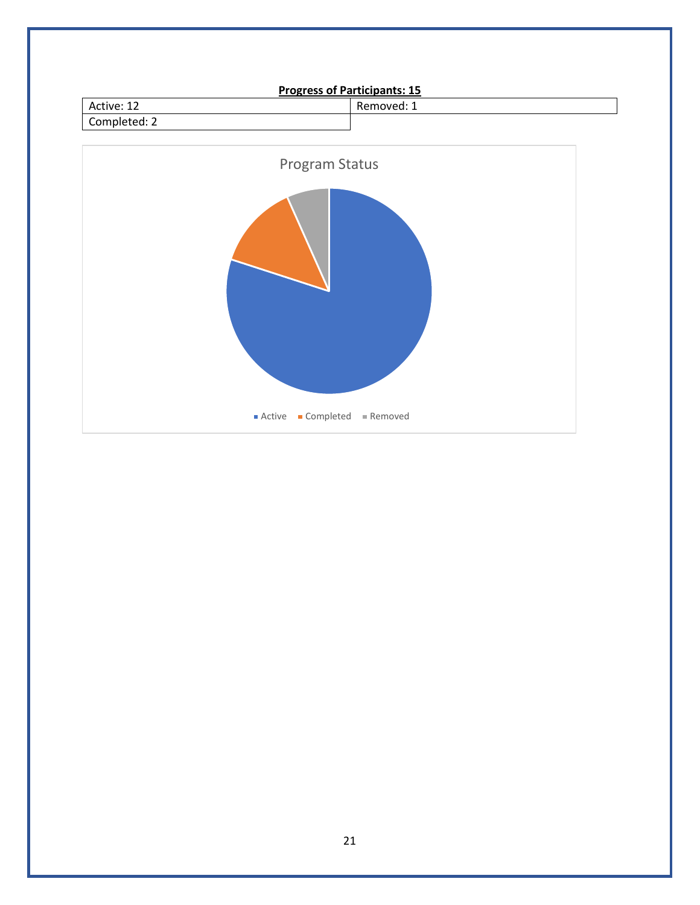**Progress of Participants: 15**

| Active: 12 | Removed: 1 |
|---|---|
| Completed: 2 | |

Program Status

Active    Completed    Removed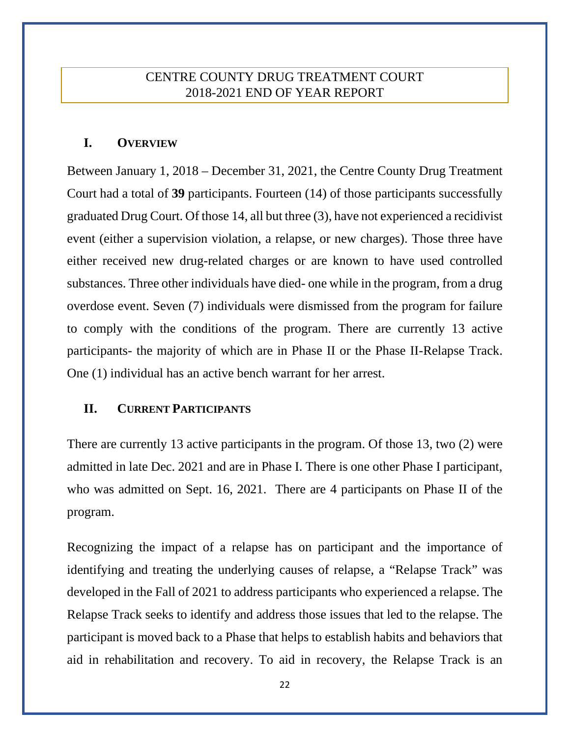# CENTRE COUNTY DRUG TREATMENT COURT
# 2018-2021 END OF YEAR REPORT

## I. Overview

Between January 1, 2018 – December 31, 2021, the Centre County Drug Treatment Court had a total of **39** participants. Fourteen (14) of those participants successfully graduated Drug Court. Of those 14, all but three (3), have not experienced a recidivist event (either a supervision violation, a relapse, or new charges). Those three have either received new drug-related charges or are known to have used controlled substances. Three other individuals have died- one while in the program, from a drug overdose event. Seven (7) individuals were dismissed from the program for failure to comply with the conditions of the program. There are currently 13 active participants- the majority of which are in Phase II or the Phase II-Relapse Track. One (1) individual has an active bench warrant for her arrest.

## II. Current Participants

There are currently 13 active participants in the program. Of those 13, two (2) were admitted in late Dec. 2021 and are in Phase I. There is one other Phase I participant, who was admitted on Sept. 16, 2021. There are 4 participants on Phase II of the program.

Recognizing the impact of a relapse has on participant and the importance of identifying and treating the underlying causes of relapse, a "Relapse Track" was developed in the Fall of 2021 to address participants who experienced a relapse. The Relapse Track seeks to identify and address those issues that led to the relapse. The participant is moved back to a Phase that helps to establish habits and behaviors that aid in rehabilitation and recovery. To aid in recovery, the Relapse Track is an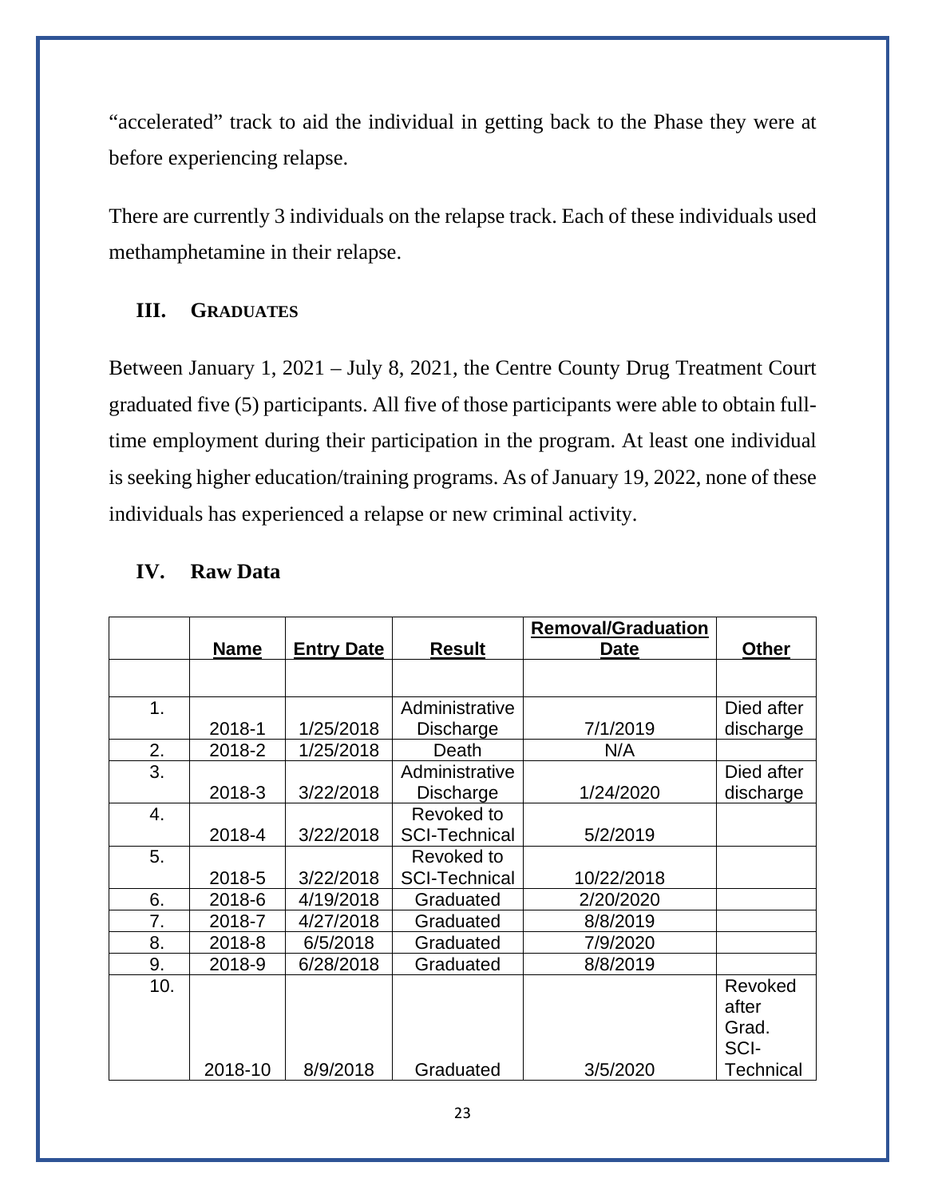"accelerated" track to aid the individual in getting back to the Phase they were at before experiencing relapse.

There are currently 3 individuals on the relapse track. Each of these individuals used methamphetamine in their relapse.

## III. Graduates

Between January 1, 2021 – July 8, 2021, the Centre County Drug Treatment Court graduated five (5) participants. All five of those participants were able to obtain full-time employment during their participation in the program. At least one individual is seeking higher education/training programs. As of January 19, 2022, none of these individuals has experienced a relapse or new criminal activity.

## IV. Raw Data

| | Name | Entry Date | Result | Removal/Graduation Date | Other |
|---|---|---|---|---|---|
| | | | | | |
| 1. | 2018-1 | 1/25/2018 | Administrative Discharge | 7/1/2019 | Died after discharge |
| 2. | 2018-2 | 1/25/2018 | Death | N/A | |
| 3. | 2018-3 | 3/22/2018 | Administrative Discharge | 1/24/2020 | Died after discharge |
| 4. | 2018-4 | 3/22/2018 | Revoked to SCI-Technical | 5/2/2019 | |
| 5. | 2018-5 | 3/22/2018 | Revoked to SCI-Technical | 10/22/2018 | |
| 6. | 2018-6 | 4/19/2018 | Graduated | 2/20/2020 | |
| 7. | 2018-7 | 4/27/2018 | Graduated | 8/8/2019 | |
| 8. | 2018-8 | 6/5/2018 | Graduated | 7/9/2020 | |
| 9. | 2018-9 | 6/28/2018 | Graduated | 8/8/2019 | |
| 10. | 2018-10 | 8/9/2018 | Graduated | 3/5/2020 | Revoked after Grad. SCI-Technical |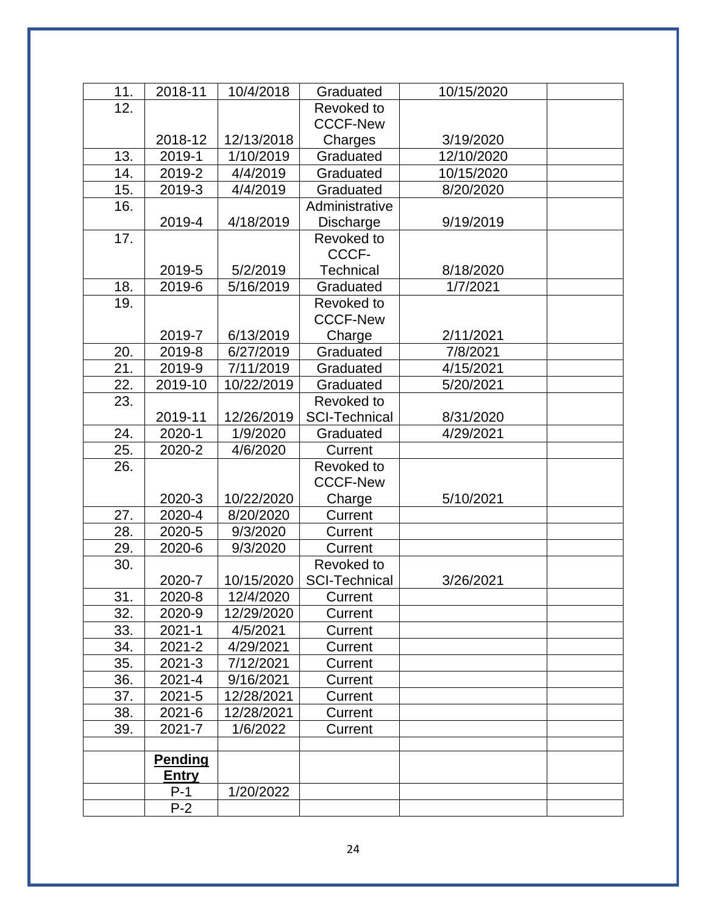| 11. | 2018-11 | 10/4/2018 | Graduated | 10/15/2020 | |
|---|---|---|---|---|---|
| 12. | 2018-12 | 12/13/2018 | Revoked to CCCF-New Charges | 3/19/2020 | |
| 13. | 2019-1 | 1/10/2019 | Graduated | 12/10/2020 | |
| 14. | 2019-2 | 4/4/2019 | Graduated | 10/15/2020 | |
| 15. | 2019-3 | 4/4/2019 | Graduated | 8/20/2020 | |
| 16. | 2019-4 | 4/18/2019 | Administrative Discharge | 9/19/2019 | |
| 17. | 2019-5 | 5/2/2019 | Revoked to CCCF-Technical | 8/18/2020 | |
| 18. | 2019-6 | 5/16/2019 | Graduated | 1/7/2021 | |
| 19. | 2019-7 | 6/13/2019 | Revoked to CCCF-New Charge | 2/11/2021 | |
| 20. | 2019-8 | 6/27/2019 | Graduated | 7/8/2021 | |
| 21. | 2019-9 | 7/11/2019 | Graduated | 4/15/2021 | |
| 22. | 2019-10 | 10/22/2019 | Graduated | 5/20/2021 | |
| 23. | 2019-11 | 12/26/2019 | Revoked to SCI-Technical | 8/31/2020 | |
| 24. | 2020-1 | 1/9/2020 | Graduated | 4/29/2021 | |
| 25. | 2020-2 | 4/6/2020 | Current | | |
| 26. | 2020-3 | 10/22/2020 | Revoked to CCCF-New Charge | 5/10/2021 | |
| 27. | 2020-4 | 8/20/2020 | Current | | |
| 28. | 2020-5 | 9/3/2020 | Current | | |
| 29. | 2020-6 | 9/3/2020 | Current | | |
| 30. | 2020-7 | 10/15/2020 | Revoked to SCI-Technical | 3/26/2021 | |
| 31. | 2020-8 | 12/4/2020 | Current | | |
| 32. | 2020-9 | 12/29/2020 | Current | | |
| 33. | 2021-1 | 4/5/2021 | Current | | |
| 34. | 2021-2 | 4/29/2021 | Current | | |
| 35. | 2021-3 | 7/12/2021 | Current | | |
| 36. | 2021-4 | 9/16/2021 | Current | | |
| 37. | 2021-5 | 12/28/2021 | Current | | |
| 38. | 2021-6 | 12/28/2021 | Current | | |
| 39. | 2021-7 | 1/6/2022 | Current | | |
| | | | | | |
| | **Pending Entry** | | | | |
| | P-1 | 1/20/2022 | | | |
| | P-2 | | | | |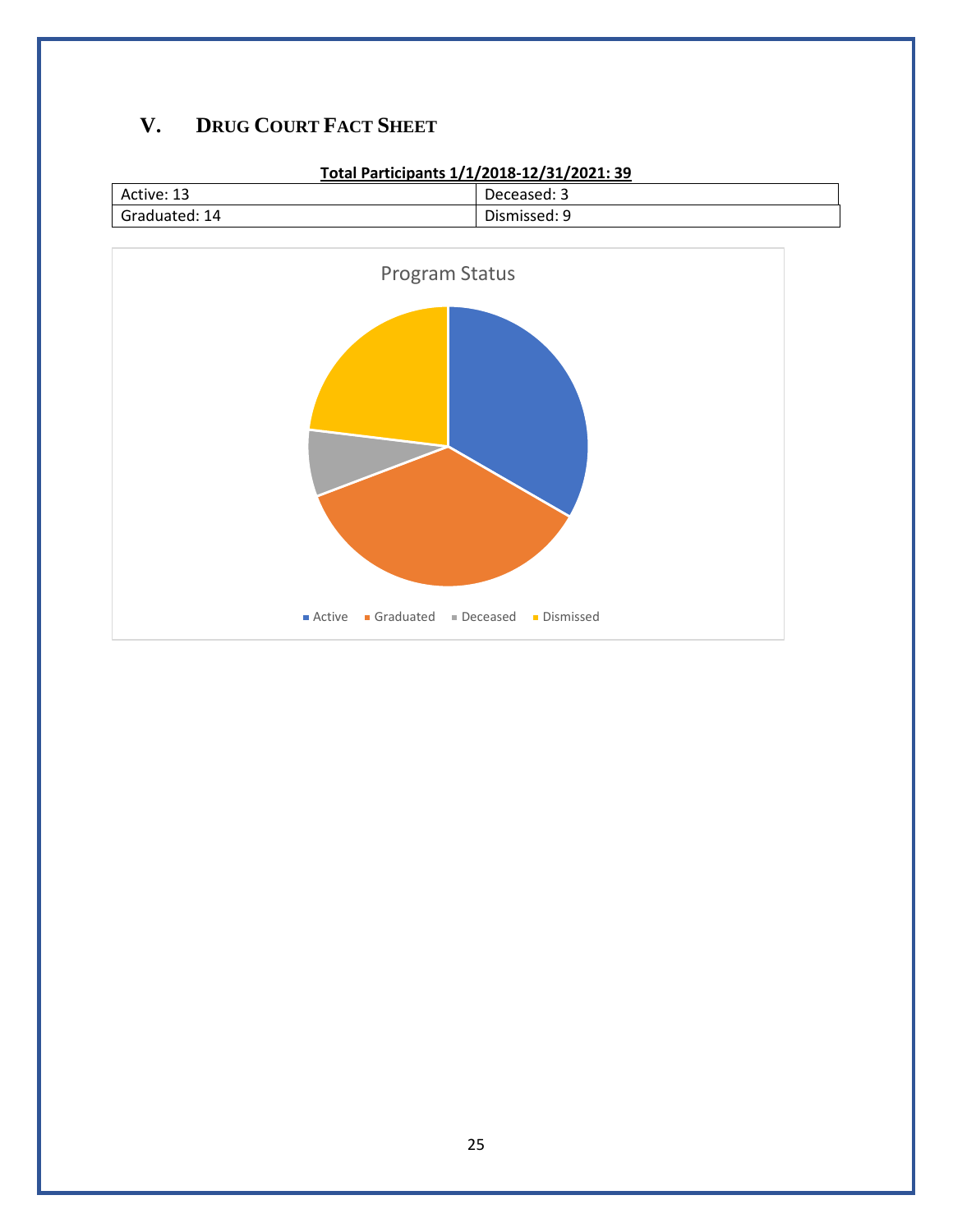## V. DRUG COURT FACT SHEET

**Total Participants 1/1/2018-12/31/2021: 39**

| Active: 13 | Deceased: 3 |
|---|---|
| Graduated: 14 | Dismissed: 9 |

Program Status

- Active
- Graduated
- Deceased
- Dismissed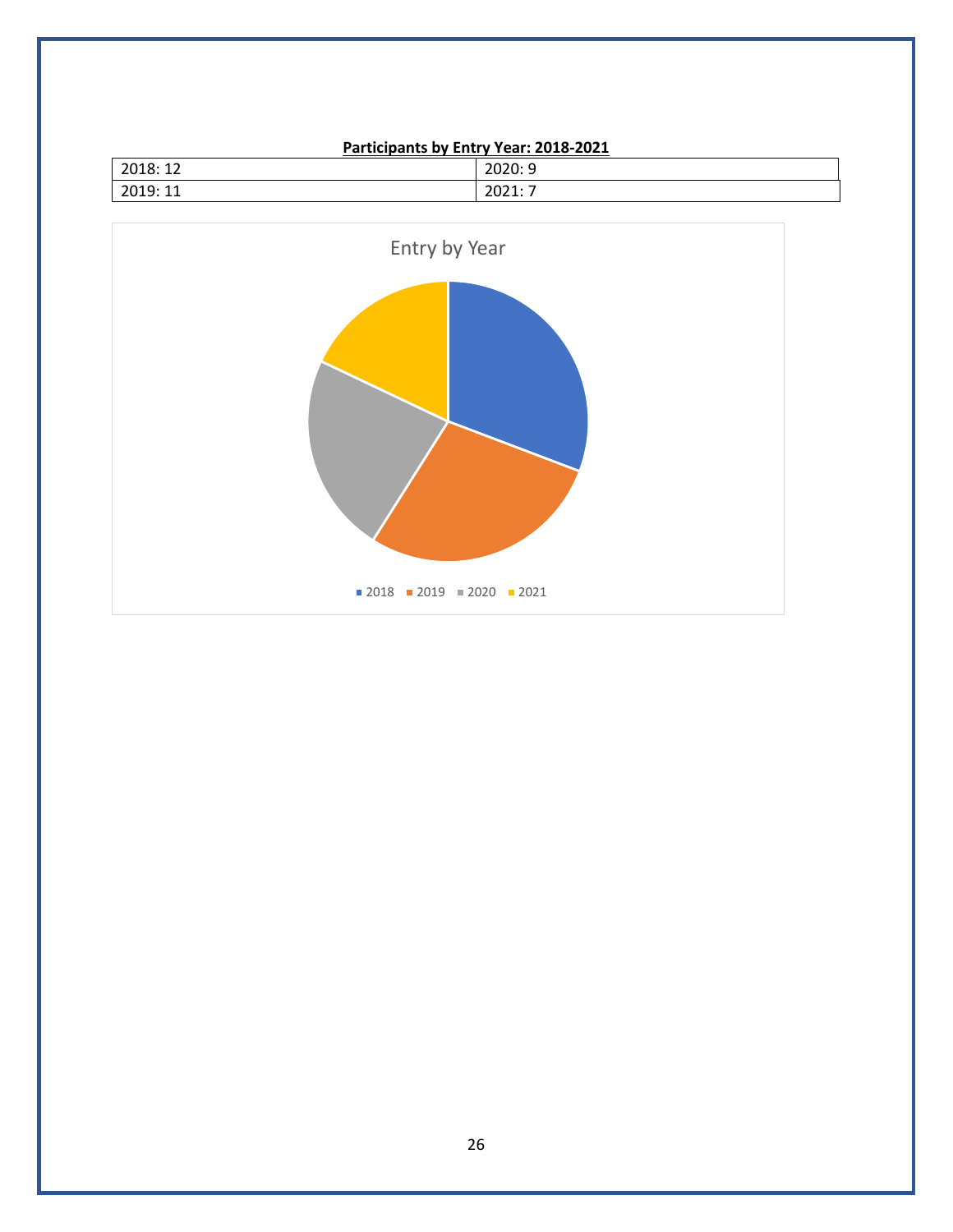**Participants by Entry Year: 2018-2021**

| 2018: 12 | 2020: 9 |
|---|---|
| 2019: 11 | 2021: 7 |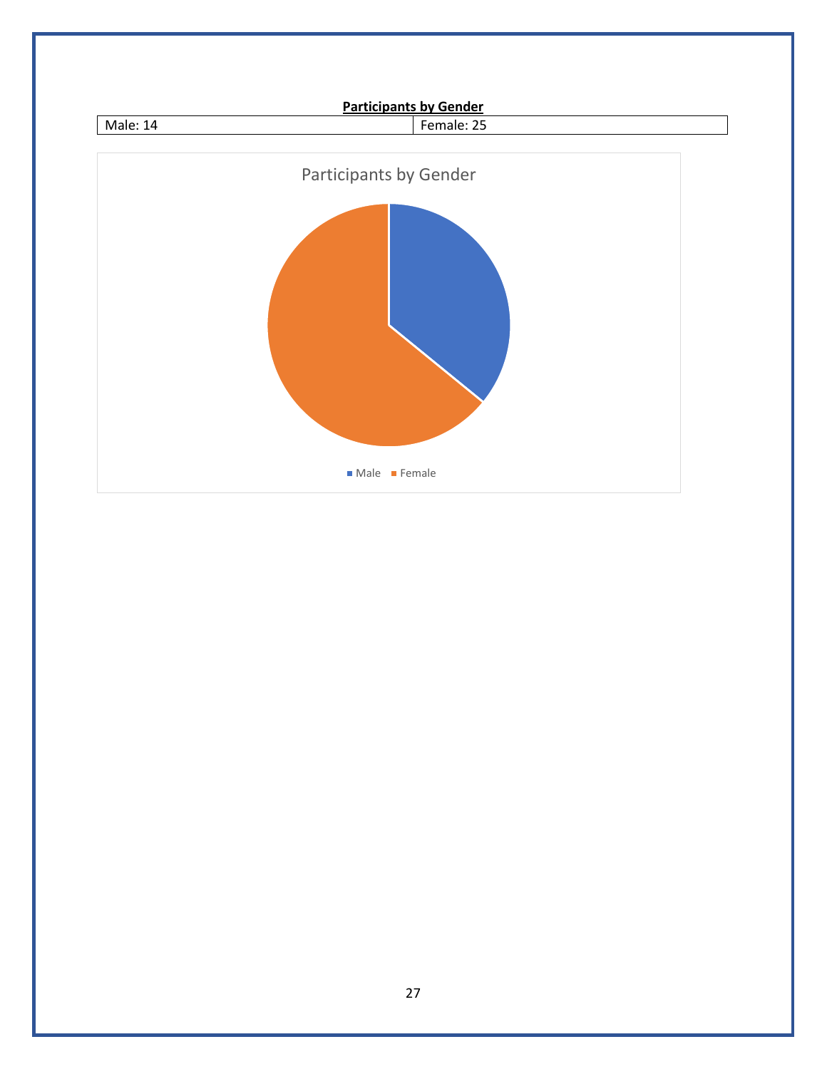**Participants by Gender**

| Male: 14 | Female: 25 |
|---|---|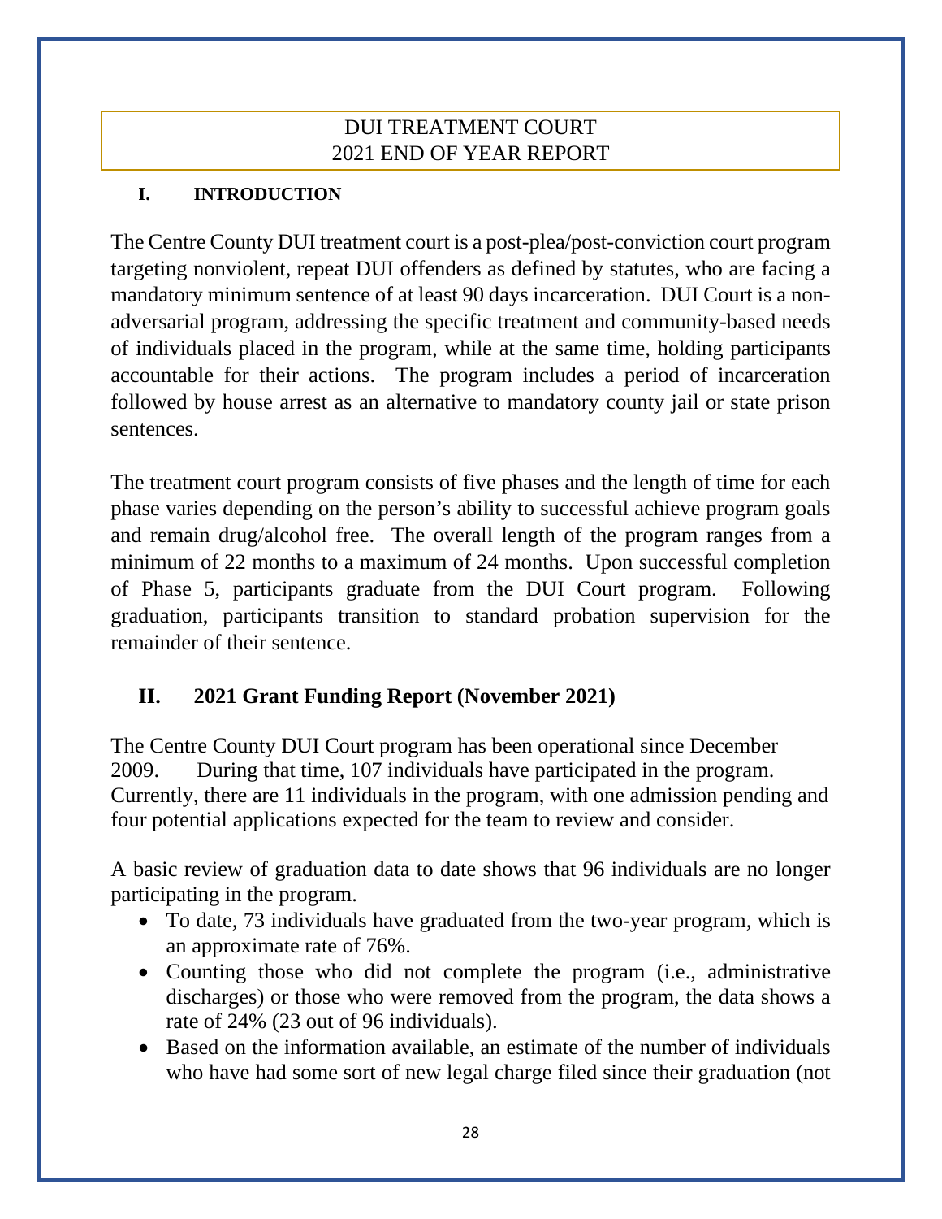DUI TREATMENT COURT
2021 END OF YEAR REPORT

## I. INTRODUCTION

The Centre County DUI treatment court is a post-plea/post-conviction court program targeting nonviolent, repeat DUI offenders as defined by statutes, who are facing a mandatory minimum sentence of at least 90 days incarceration. DUI Court is a non-adversarial program, addressing the specific treatment and community-based needs of individuals placed in the program, while at the same time, holding participants accountable for their actions. The program includes a period of incarceration followed by house arrest as an alternative to mandatory county jail or state prison sentences.

The treatment court program consists of five phases and the length of time for each phase varies depending on the person's ability to successful achieve program goals and remain drug/alcohol free. The overall length of the program ranges from a minimum of 22 months to a maximum of 24 months. Upon successful completion of Phase 5, participants graduate from the DUI Court program. Following graduation, participants transition to standard probation supervision for the remainder of their sentence.

## II. 2021 Grant Funding Report (November 2021)

The Centre County DUI Court program has been operational since December 2009. During that time, 107 individuals have participated in the program. Currently, there are 11 individuals in the program, with one admission pending and four potential applications expected for the team to review and consider.

A basic review of graduation data to date shows that 96 individuals are no longer participating in the program.

- To date, 73 individuals have graduated from the two-year program, which is an approximate rate of 76%.
- Counting those who did not complete the program (i.e., administrative discharges) or those who were removed from the program, the data shows a rate of 24% (23 out of 96 individuals).
- Based on the information available, an estimate of the number of individuals who have had some sort of new legal charge filed since their graduation (not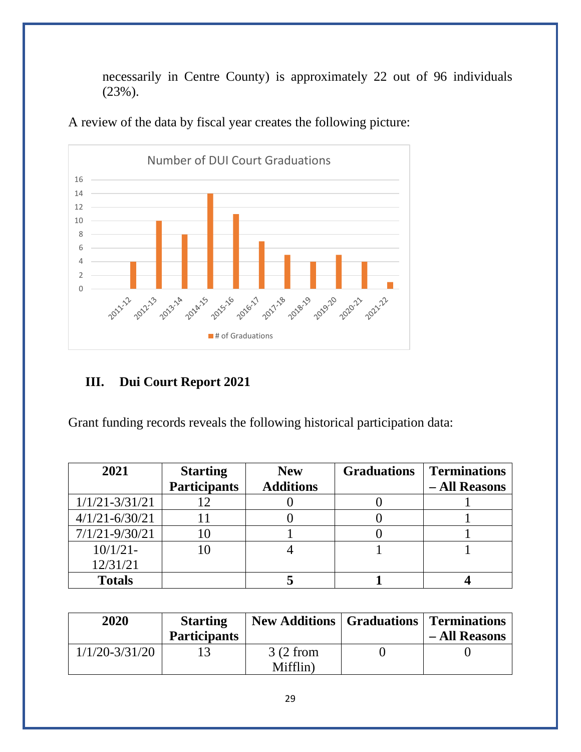necessarily in Centre County) is approximately 22 out of 96 individuals (23%).

A review of the data by fiscal year creates the following picture:

**Number of DUI Court Graduations**

| Fiscal Year | # of Graduations |
|---|---|
| 2011-12 | 4 |
| 2012-13 | 10 |
| 2013-14 | 8 |
| 2014-15 | 14 |
| 2015-16 | 11 |
| 2016-17 | 7 |
| 2017-18 | 5 |
| 2018-19 | 4 |
| 2019-20 | 5 |
| 2020-21 | 4 |
| 2021-22 | 1 |

## III. Dui Court Report 2021

Grant funding records reveals the following historical participation data:

| 2021 | Starting Participants | New Additions | Graduations | Terminations – All Reasons |
|---|---|---|---|---|
| 1/1/21-3/31/21 | 12 | 0 | 0 | 1 |
| 4/1/21-6/30/21 | 11 | 0 | 0 | 1 |
| 7/1/21-9/30/21 | 10 | 1 | 0 | 1 |
| 10/1/21-12/31/21 | 10 | 4 | 1 | 1 |
| **Totals** | | **5** | **1** | **4** |

| 2020 | Starting Participants | New Additions | Graduations | Terminations – All Reasons |
|---|---|---|---|---|
| 1/1/20-3/31/20 | 13 | 3 (2 from Mifflin) | 0 | 0 |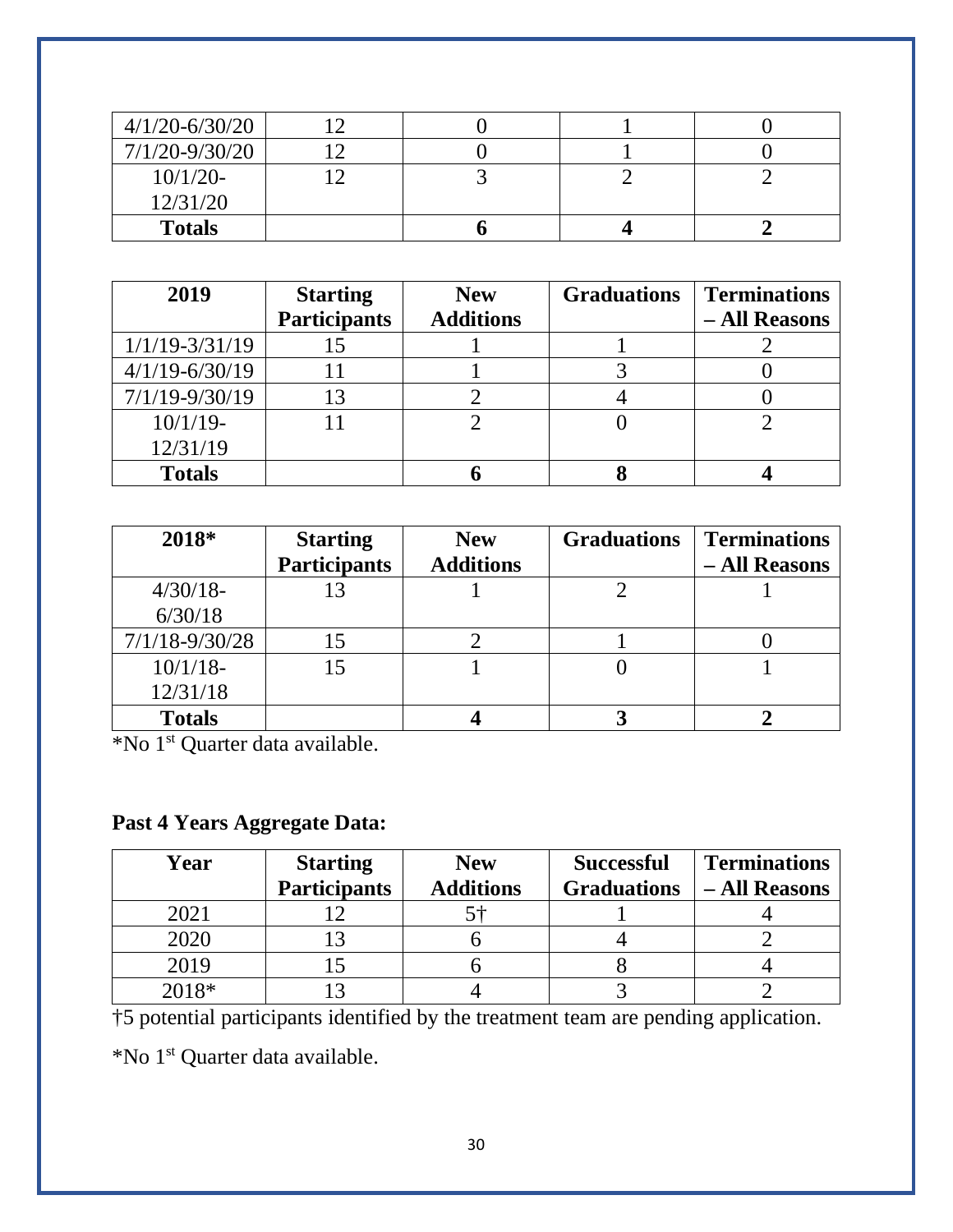| | | | | |
|---|---|---|---|---|
| 4/1/20-6/30/20 | 12 | 0 | 1 | 0 |
| 7/1/20-9/30/20 | 12 | 0 | 1 | 0 |
| 10/1/20-12/31/20 | 12 | 3 | 2 | 2 |
| **Totals** | | **6** | **4** | **2** |

| 2019 | Starting Participants | New Additions | Graduations | Terminations – All Reasons |
|---|---|---|---|---|
| 1/1/19-3/31/19 | 15 | 1 | 1 | 2 |
| 4/1/19-6/30/19 | 11 | 1 | 3 | 0 |
| 7/1/19-9/30/19 | 13 | 2 | 4 | 0 |
| 10/1/19-12/31/19 | 11 | 2 | 0 | 2 |
| **Totals** | | **6** | **8** | **4** |

| 2018* | Starting Participants | New Additions | Graduations | Terminations – All Reasons |
|---|---|---|---|---|
| 4/30/18-6/30/18 | 13 | 1 | 2 | 1 |
| 7/1/18-9/30/28 | 15 | 2 | 1 | 0 |
| 10/1/18-12/31/18 | 15 | 1 | 0 | 1 |
| **Totals** | | **4** | **3** | **2** |

*No 1st Quarter data available.

**Past 4 Years Aggregate Data:**

| Year | Starting Participants | New Additions | Successful Graduations | Terminations – All Reasons |
|---|---|---|---|---|
| 2021 | 12 | 5† | 1 | 4 |
| 2020 | 13 | 6 | 4 | 2 |
| 2019 | 15 | 6 | 8 | 4 |
| 2018* | 13 | 4 | 3 | 2 |

†5 potential participants identified by the treatment team are pending application.

*No 1st Quarter data available.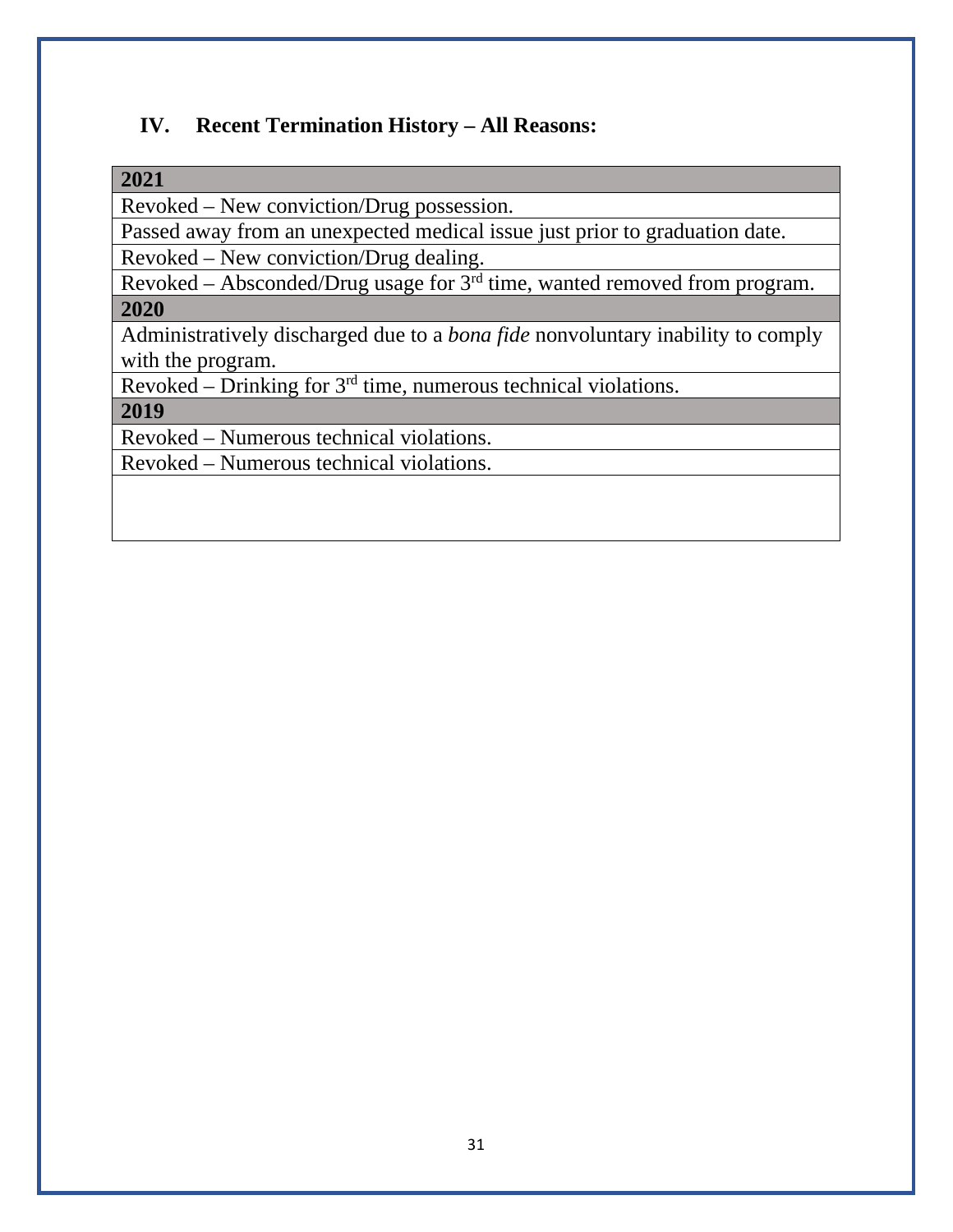## IV. Recent Termination History – All Reasons:

| **2021** |
|---|
| Revoked – New conviction/Drug possession. |
| Passed away from an unexpected medical issue just prior to graduation date. |
| Revoked – New conviction/Drug dealing. |
| Revoked – Absconded/Drug usage for 3rd time, wanted removed from program. |
| **2020** |
| Administratively discharged due to a *bona fide* nonvoluntary inability to comply with the program. |
| Revoked – Drinking for 3rd time, numerous technical violations. |
| **2019** |
| Revoked – Numerous technical violations. |
| Revoked – Numerous technical violations. |
| |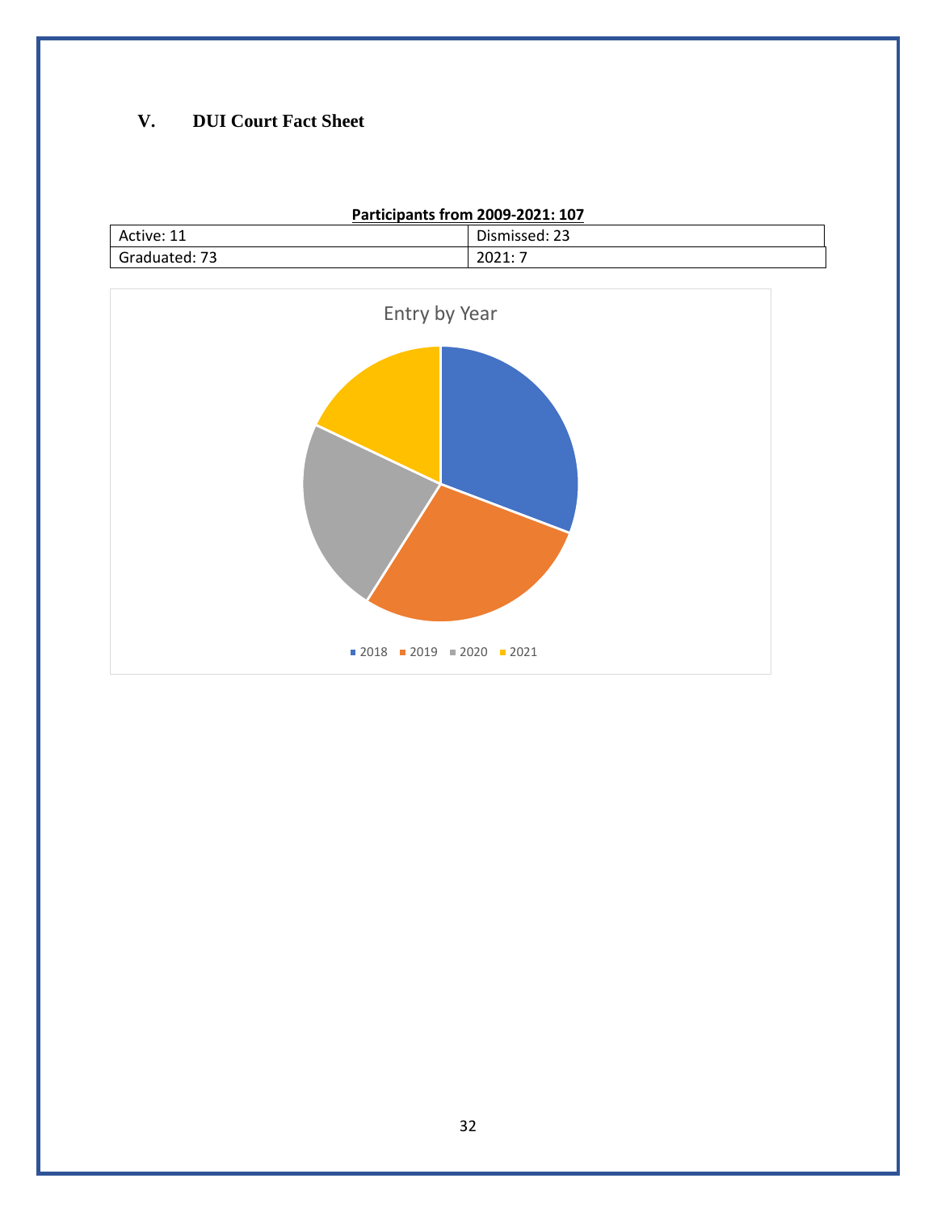## V. DUI Court Fact Sheet

**Participants from 2009-2021: 107**

| Active: 11 | Dismissed: 23 |
|---|---|
| Graduated: 73 | 2021: 7 |

Entry by Year

2018 2019 2020 2021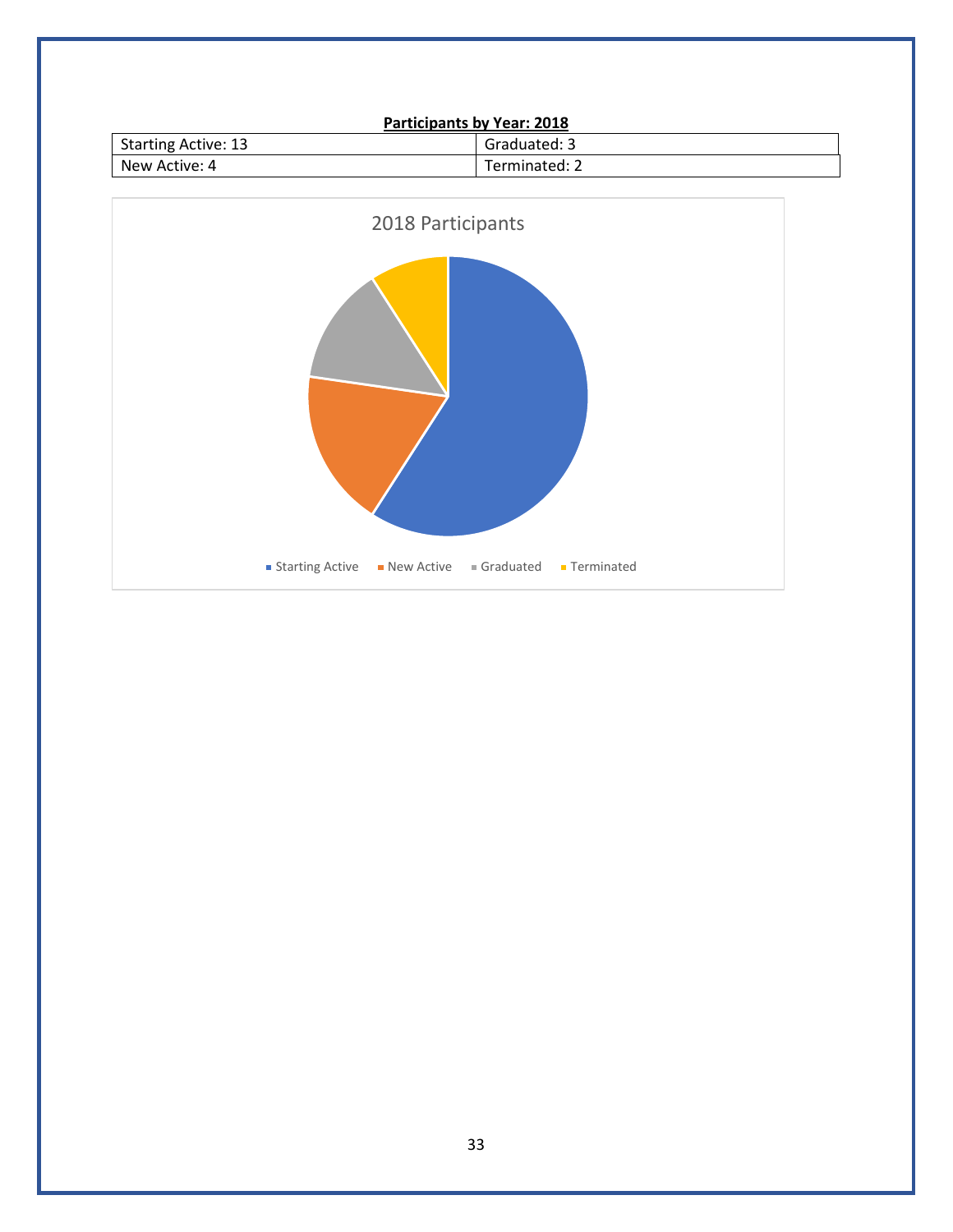**Participants by Year: 2018**

| Starting Active: 13 | Graduated: 3 |
|---|---|
| New Active: 4 | Terminated: 2 |

2018 Participants

Starting Active · New Active · Graduated · Terminated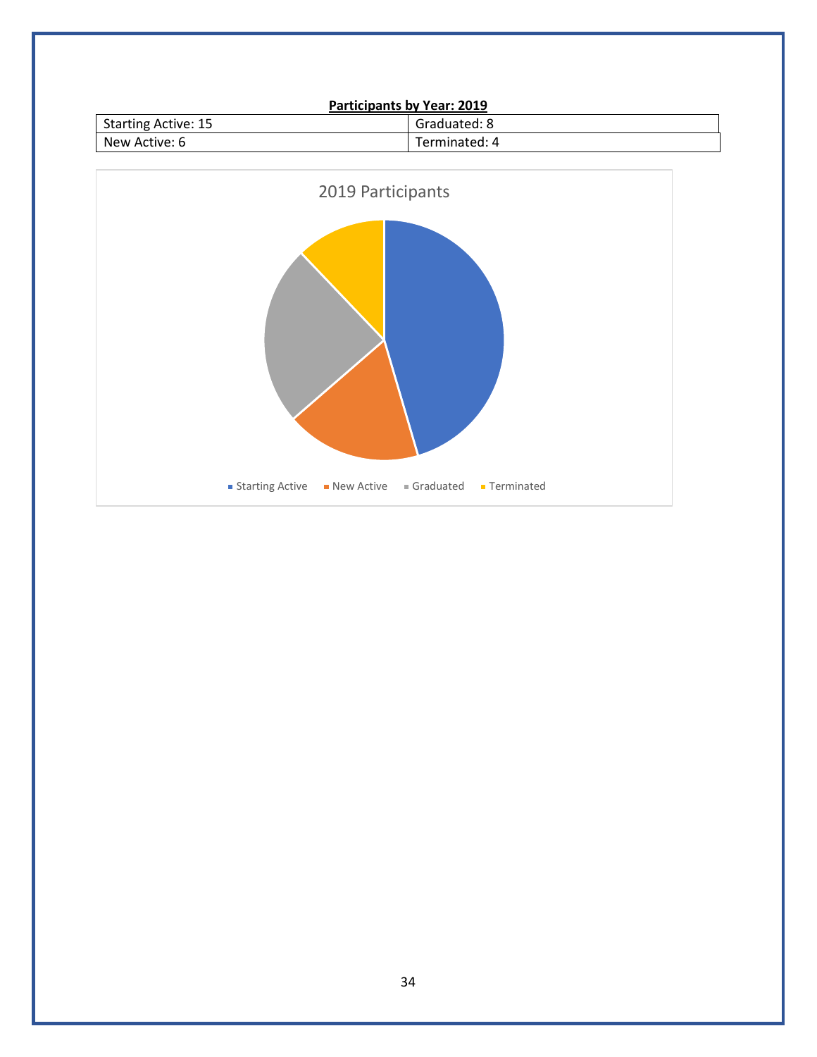**Participants by Year: 2019**

| Starting Active: 15 | Graduated: 8 |
|---|---|
| New Active: 6 | Terminated: 4 |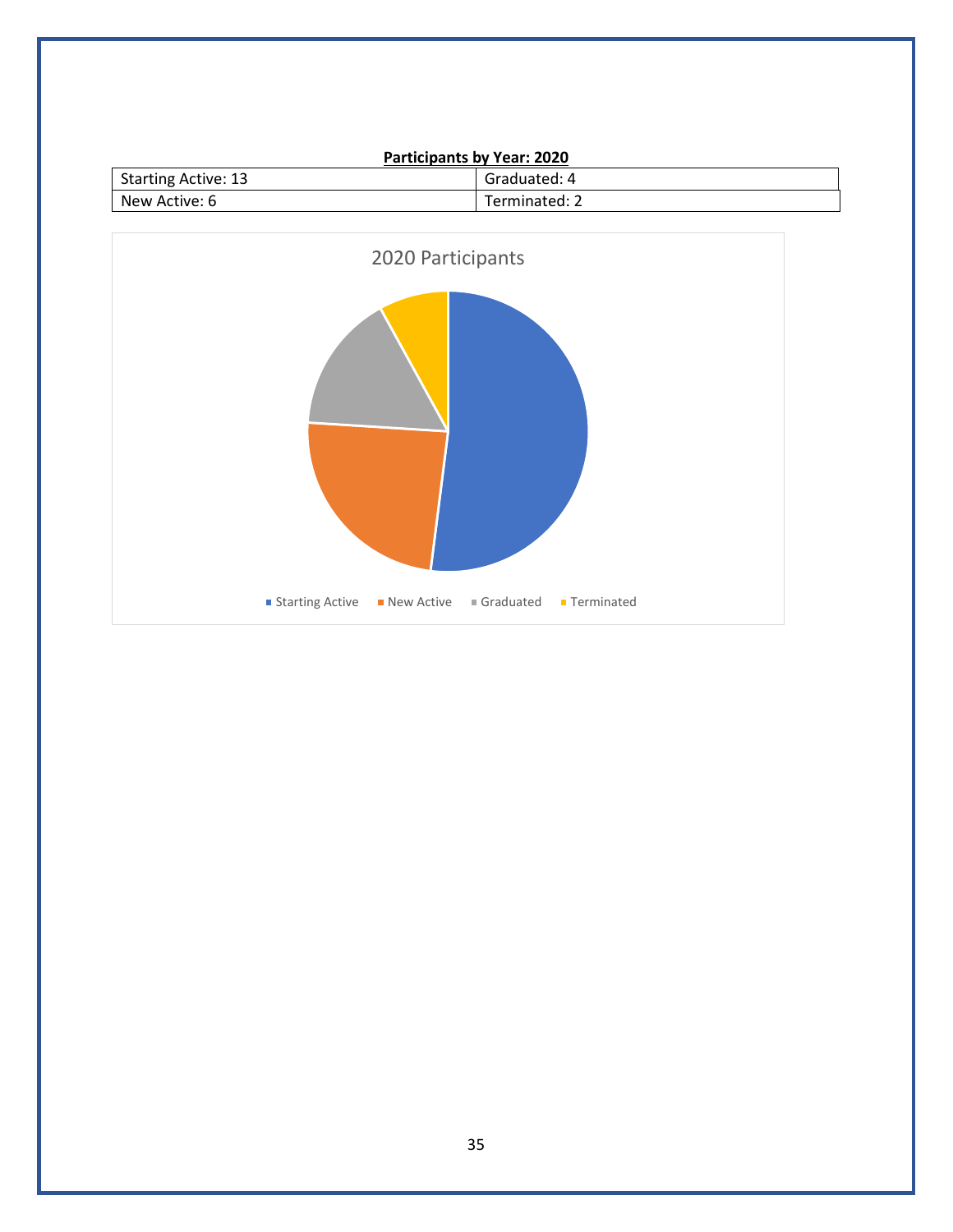**Participants by Year: 2020**

| Starting Active: 13 | Graduated: 4 |
|---|---|
| New Active: 6 | Terminated: 2 |

2020 Participants

Starting Active | New Active | Graduated | Terminated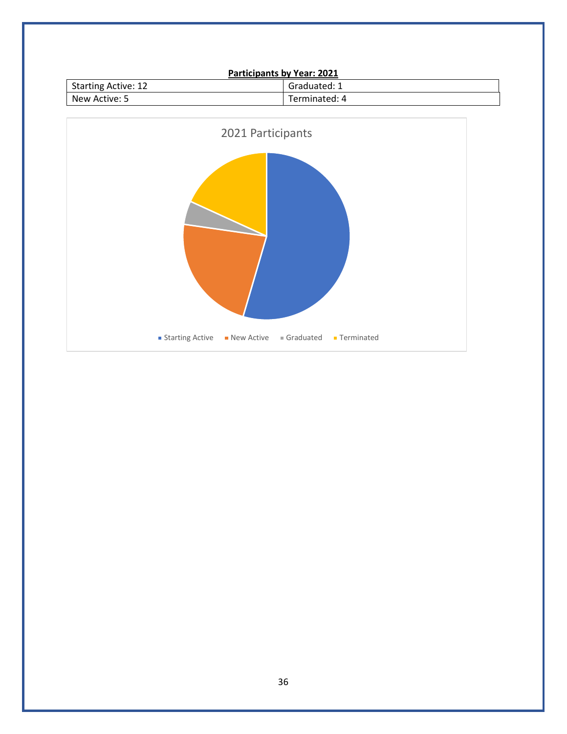**Participants by Year: 2021**

| Starting Active: 12 | Graduated: 1 |
|---|---|
| New Active: 5 | Terminated: 4 |

2021 Participants

Starting Active · New Active · Graduated · Terminated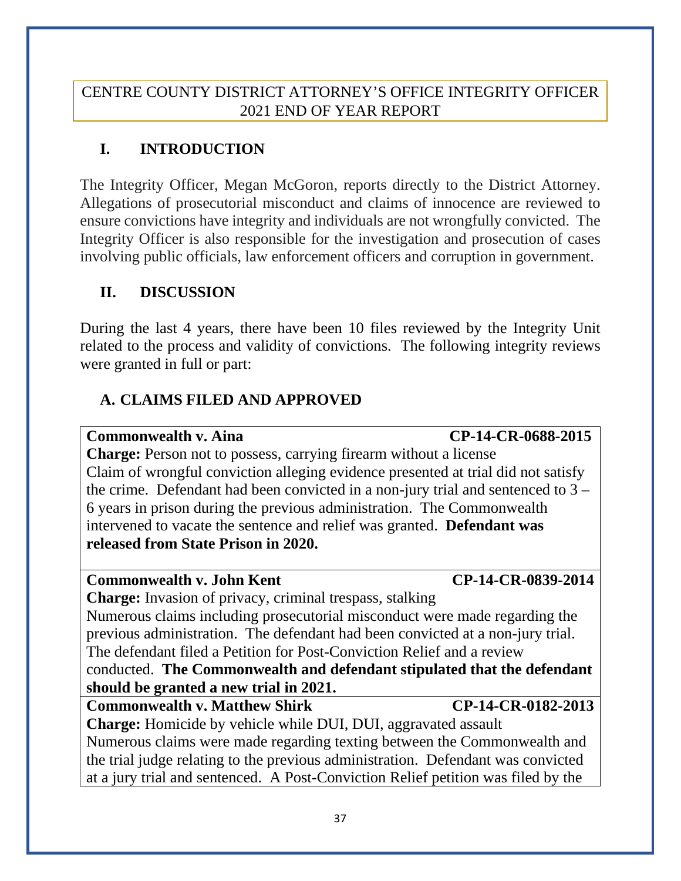CENTRE COUNTY DISTRICT ATTORNEY'S OFFICE INTEGRITY OFFICER
2021 END OF YEAR REPORT

## I. INTRODUCTION

The Integrity Officer, Megan McGoron, reports directly to the District Attorney. Allegations of prosecutorial misconduct and claims of innocence are reviewed to ensure convictions have integrity and individuals are not wrongfully convicted. The Integrity Officer is also responsible for the investigation and prosecution of cases involving public officials, law enforcement officers and corruption in government.

## II. DISCUSSION

During the last 4 years, there have been 10 files reviewed by the Integrity Unit related to the process and validity of convictions. The following integrity reviews were granted in full or part:

### A. CLAIMS FILED AND APPROVED

**Commonwealth v. Aina** **CP-14-CR-0688-2015**
**Charge:** Person not to possess, carrying firearm without a license
Claim of wrongful conviction alleging evidence presented at trial did not satisfy the crime. Defendant had been convicted in a non-jury trial and sentenced to 3 – 6 years in prison during the previous administration. The Commonwealth intervened to vacate the sentence and relief was granted. **Defendant was released from State Prison in 2020.**

**Commonwealth v. John Kent** **CP-14-CR-0839-2014**
**Charge:** Invasion of privacy, criminal trespass, stalking
Numerous claims including prosecutorial misconduct were made regarding the previous administration. The defendant had been convicted at a non-jury trial. The defendant filed a Petition for Post-Conviction Relief and a review conducted. **The Commonwealth and defendant stipulated that the defendant should be granted a new trial in 2021.**

**Commonwealth v. Matthew Shirk** **CP-14-CR-0182-2013**
**Charge:** Homicide by vehicle while DUI, DUI, aggravated assault
Numerous claims were made regarding texting between the Commonwealth and the trial judge relating to the previous administration. Defendant was convicted at a jury trial and sentenced. A Post-Conviction Relief petition was filed by the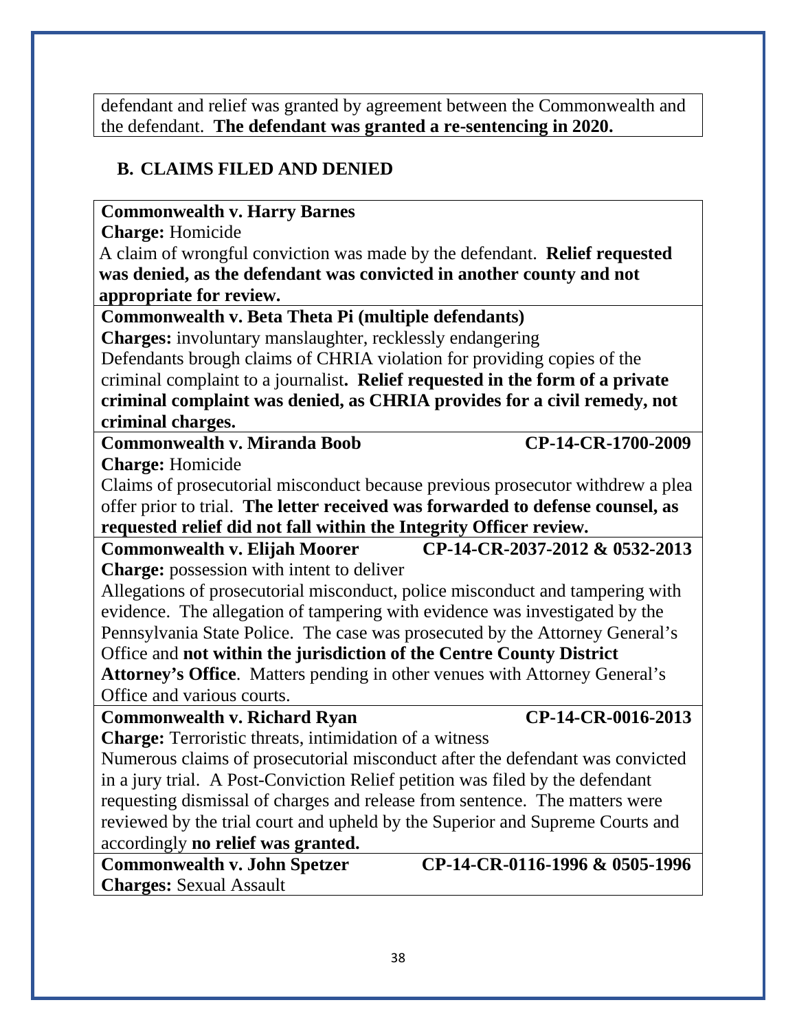defendant and relief was granted by agreement between the Commonwealth and the defendant. **The defendant was granted a re-sentencing in 2020.**

## B. CLAIMS FILED AND DENIED

**Commonwealth v. Harry Barnes**
**Charge:** Homicide
A claim of wrongful conviction was made by the defendant. **Relief requested was denied, as the defendant was convicted in another county and not appropriate for review.**

**Commonwealth v. Beta Theta Pi (multiple defendants)**
**Charges:** involuntary manslaughter, recklessly endangering
Defendants brough claims of CHRIA violation for providing copies of the criminal complaint to a journalist**. Relief requested in the form of a private criminal complaint was denied, as CHRIA provides for a civil remedy, not criminal charges.**

**Commonwealth v. Miranda Boob** **CP-14-CR-1700-2009**
**Charge:** Homicide
Claims of prosecutorial misconduct because previous prosecutor withdrew a plea offer prior to trial. **The letter received was forwarded to defense counsel, as requested relief did not fall within the Integrity Officer review.**

**Commonwealth v. Elijah Moorer** **CP-14-CR-2037-2012 & 0532-2013**
**Charge:** possession with intent to deliver
Allegations of prosecutorial misconduct, police misconduct and tampering with evidence. The allegation of tampering with evidence was investigated by the Pennsylvania State Police. The case was prosecuted by the Attorney General's Office and **not within the jurisdiction of the Centre County District Attorney's Office**. Matters pending in other venues with Attorney General's Office and various courts.

**Commonwealth v. Richard Ryan** **CP-14-CR-0016-2013**
**Charge:** Terroristic threats, intimidation of a witness
Numerous claims of prosecutorial misconduct after the defendant was convicted in a jury trial. A Post-Conviction Relief petition was filed by the defendant requesting dismissal of charges and release from sentence. The matters were reviewed by the trial court and upheld by the Superior and Supreme Courts and accordingly **no relief was granted.**

**Commonwealth v. John Spetzer** **CP-14-CR-0116-1996 & 0505-1996**
**Charges:** Sexual Assault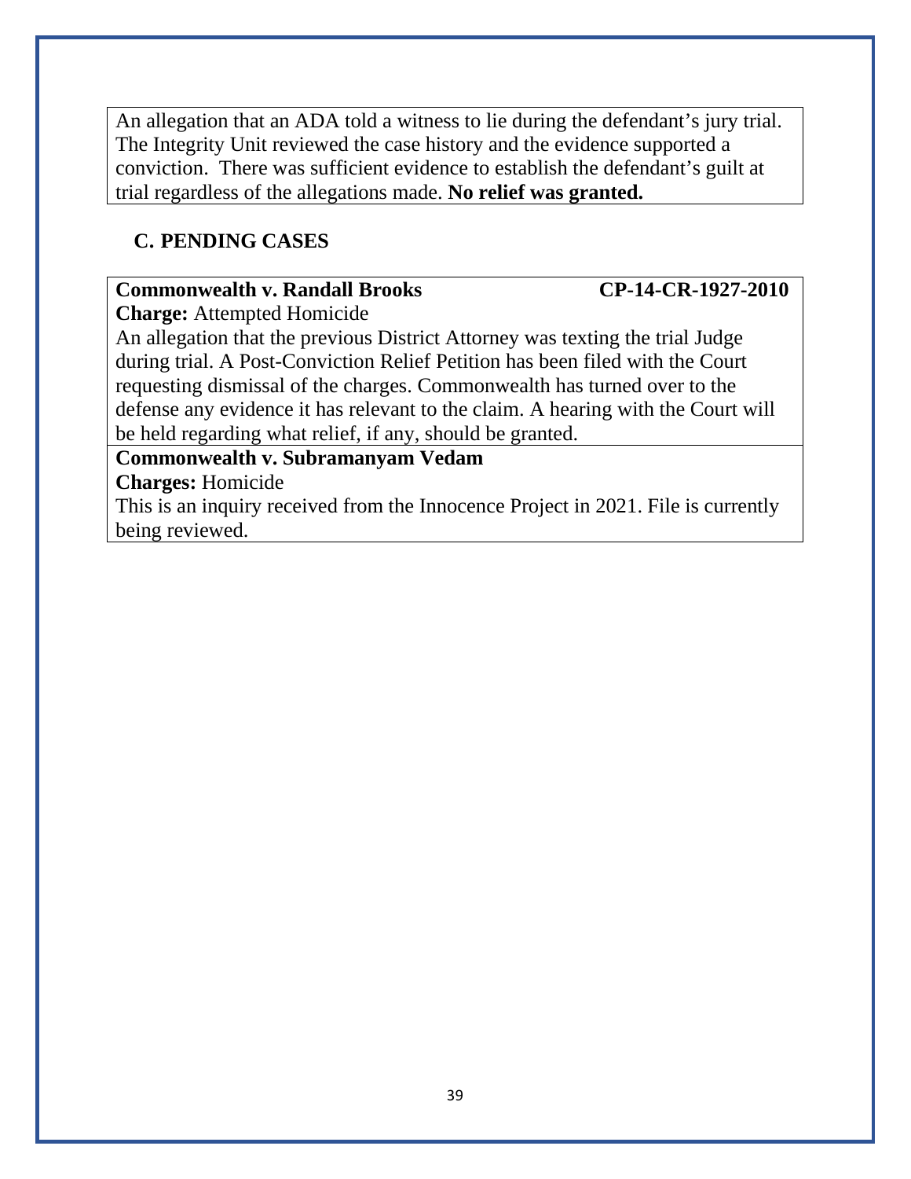An allegation that an ADA told a witness to lie during the defendant's jury trial. The Integrity Unit reviewed the case history and the evidence supported a conviction. There was sufficient evidence to establish the defendant's guilt at trial regardless of the allegations made. **No relief was granted.**

## C. PENDING CASES

**Commonwealth v. Randall Brooks** **CP-14-CR-1927-2010**
**Charge:** Attempted Homicide
An allegation that the previous District Attorney was texting the trial Judge during trial. A Post-Conviction Relief Petition has been filed with the Court requesting dismissal of the charges. Commonwealth has turned over to the defense any evidence it has relevant to the claim. A hearing with the Court will be held regarding what relief, if any, should be granted.

**Commonwealth v. Subramanyam Vedam**
**Charges:** Homicide
This is an inquiry received from the Innocence Project in 2021. File is currently being reviewed.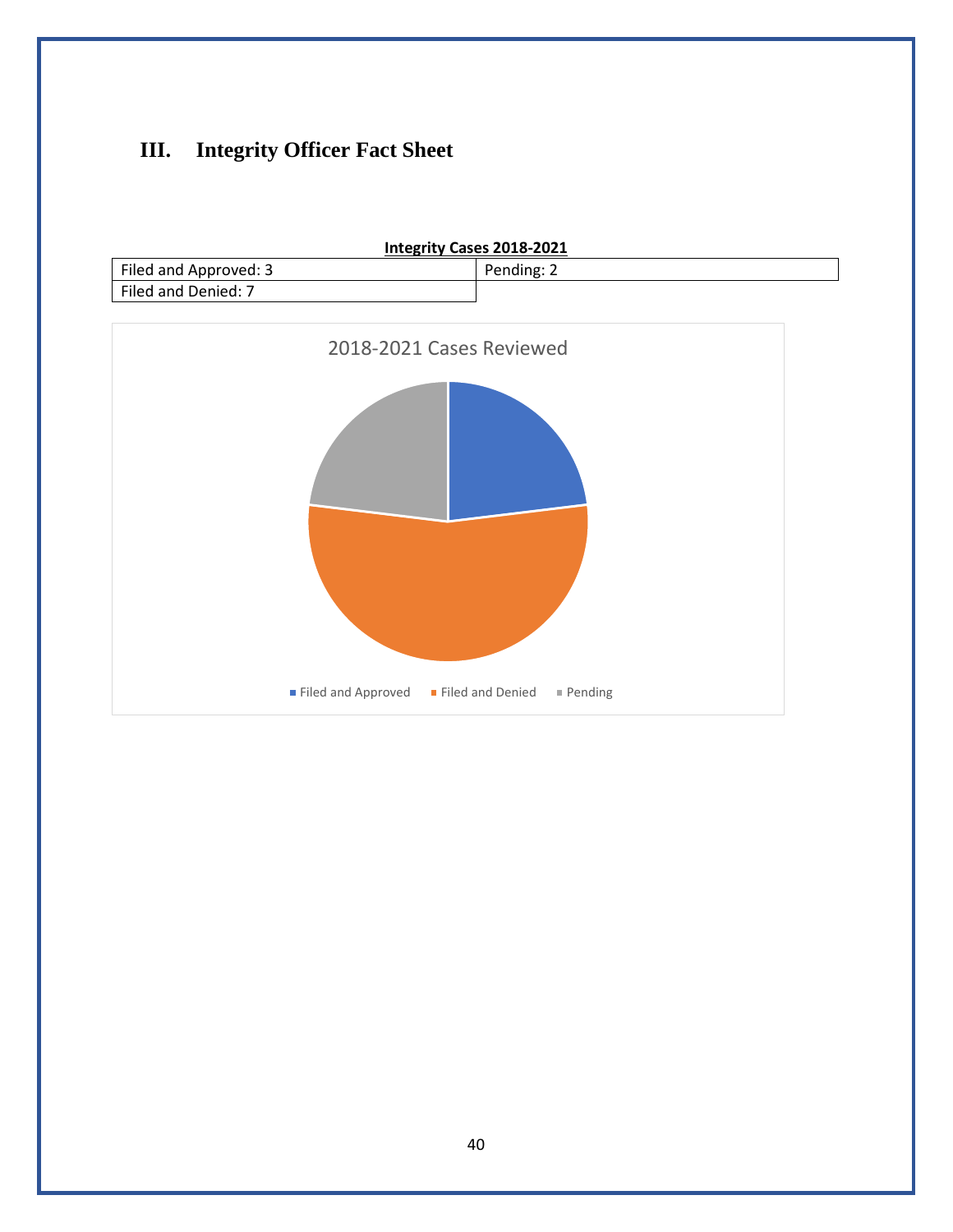## III. Integrity Officer Fact Sheet

**Integrity Cases 2018-2021**

| Filed and Approved: 3 | Pending: 2 |
|---|---|
| Filed and Denied: 7 | |

2018-2021 Cases Reviewed

Filed and Approved · Filed and Denied · Pending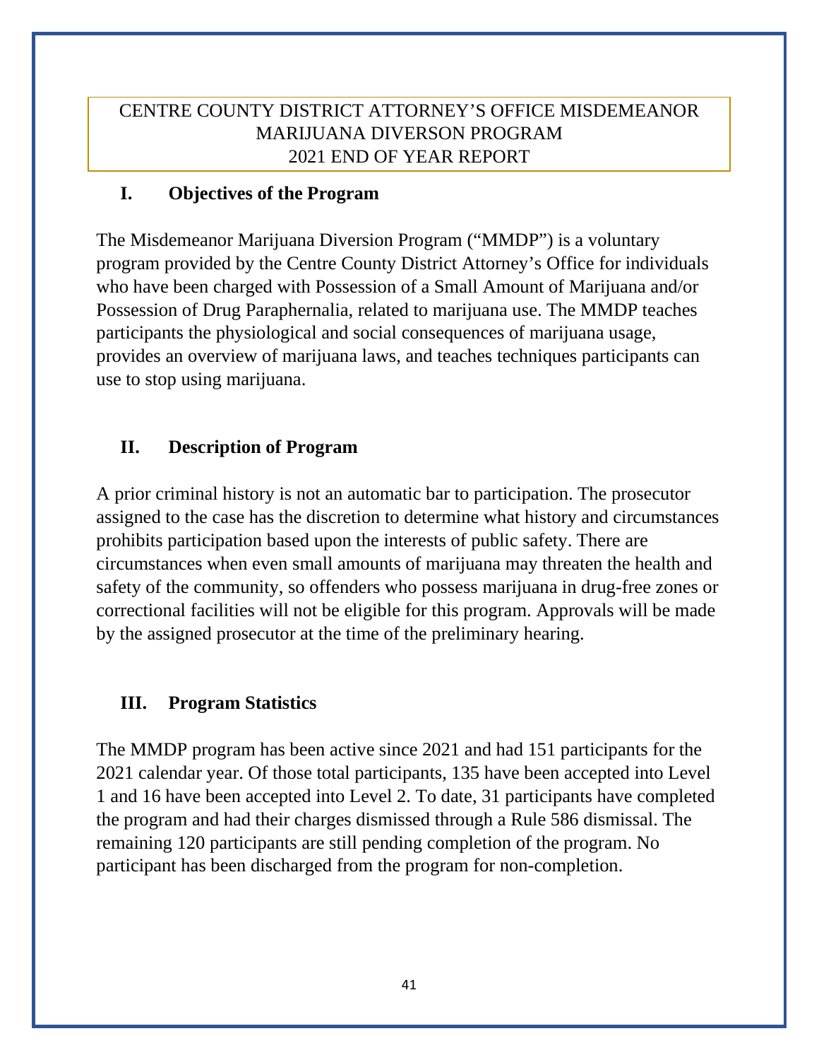# CENTRE COUNTY DISTRICT ATTORNEY'S OFFICE MISDEMEANOR MARIJUANA DIVERSON PROGRAM 2021 END OF YEAR REPORT

## I. Objectives of the Program

The Misdemeanor Marijuana Diversion Program ("MMDP") is a voluntary program provided by the Centre County District Attorney's Office for individuals who have been charged with Possession of a Small Amount of Marijuana and/or Possession of Drug Paraphernalia, related to marijuana use. The MMDP teaches participants the physiological and social consequences of marijuana usage, provides an overview of marijuana laws, and teaches techniques participants can use to stop using marijuana.

## II. Description of Program

A prior criminal history is not an automatic bar to participation. The prosecutor assigned to the case has the discretion to determine what history and circumstances prohibits participation based upon the interests of public safety. There are circumstances when even small amounts of marijuana may threaten the health and safety of the community, so offenders who possess marijuana in drug-free zones or correctional facilities will not be eligible for this program. Approvals will be made by the assigned prosecutor at the time of the preliminary hearing.

## III. Program Statistics

The MMDP program has been active since 2021 and had 151 participants for the 2021 calendar year. Of those total participants, 135 have been accepted into Level 1 and 16 have been accepted into Level 2. To date, 31 participants have completed the program and had their charges dismissed through a Rule 586 dismissal. The remaining 120 participants are still pending completion of the program. No participant has been discharged from the program for non-completion.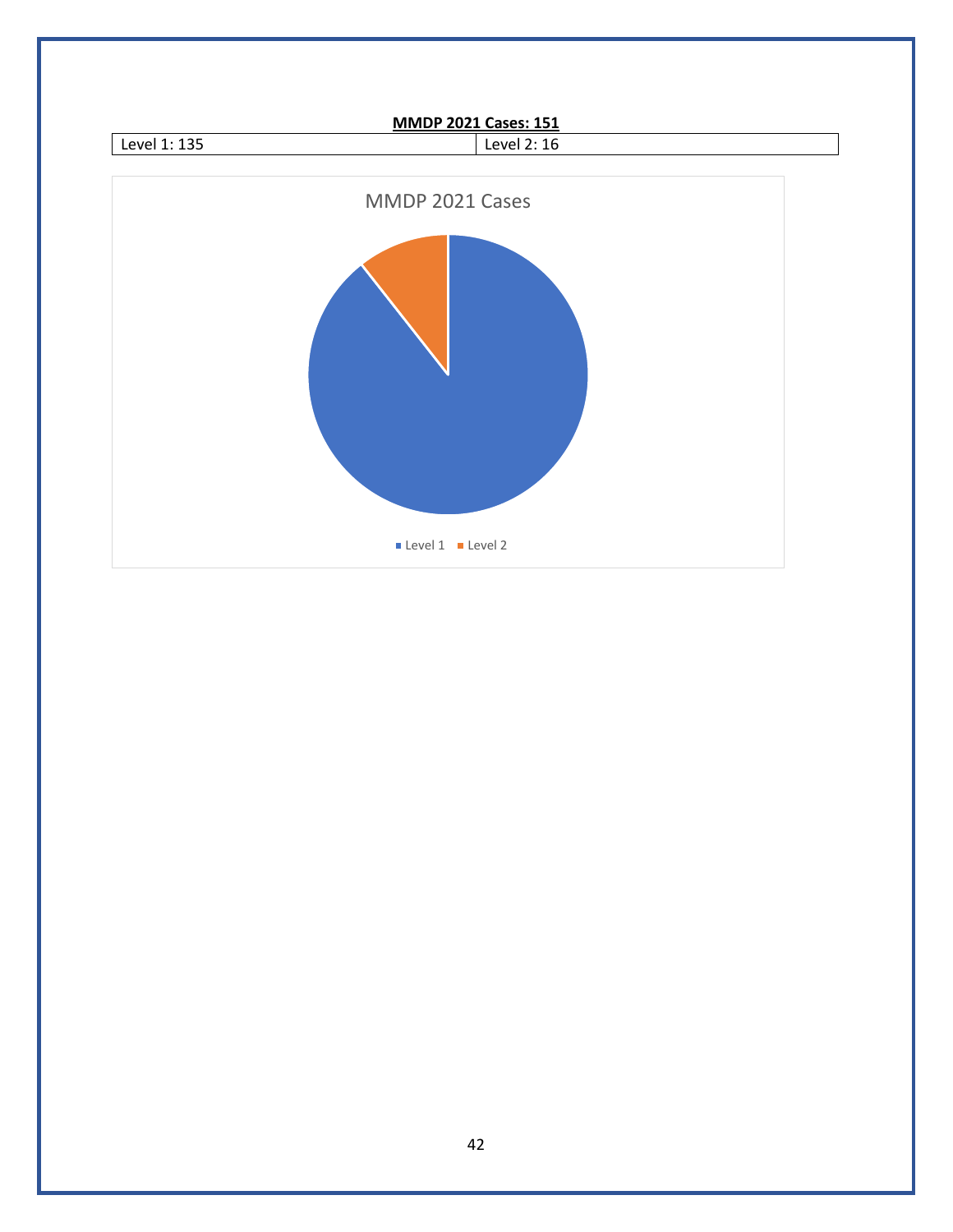**MMDP 2021 Cases: 151**

| Level 1: 135 | Level 2: 16 |
|---|---|

MMDP 2021 Cases

Level 1 Level 2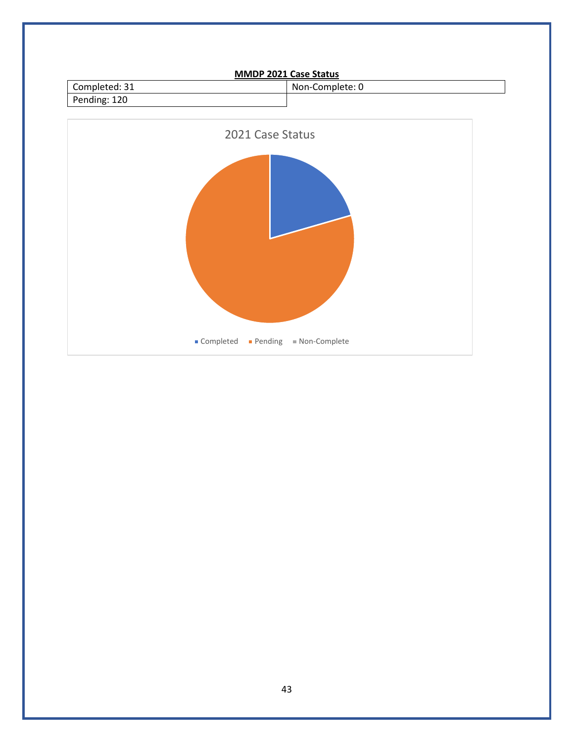**MMDP 2021 Case Status**

| Completed: 31 | Non-Complete: 0 |
|---|---|
| Pending: 120 | |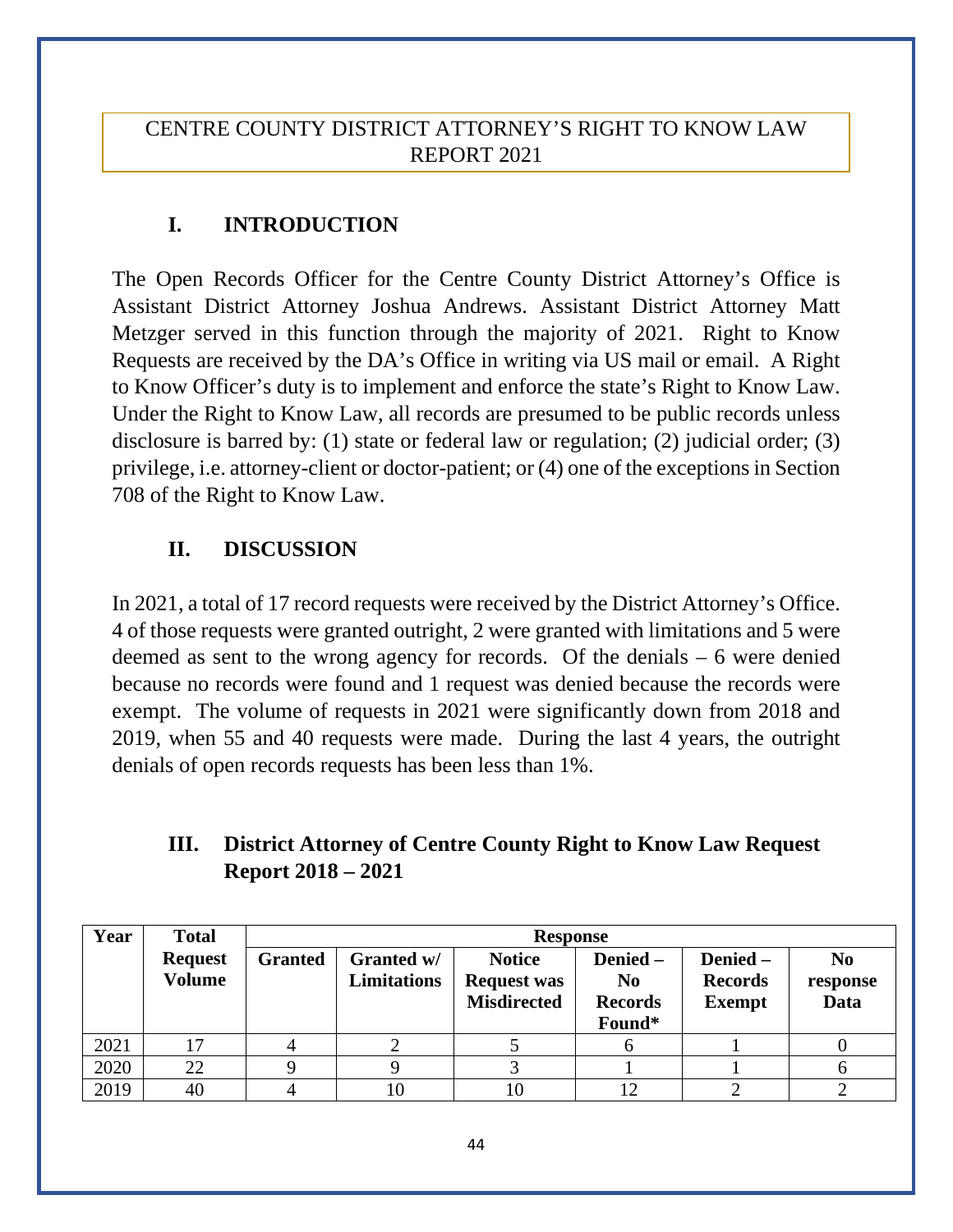CENTRE COUNTY DISTRICT ATTORNEY'S RIGHT TO KNOW LAW REPORT 2021

## I. INTRODUCTION

The Open Records Officer for the Centre County District Attorney's Office is Assistant District Attorney Joshua Andrews. Assistant District Attorney Matt Metzger served in this function through the majority of 2021. Right to Know Requests are received by the DA's Office in writing via US mail or email. A Right to Know Officer's duty is to implement and enforce the state's Right to Know Law. Under the Right to Know Law, all records are presumed to be public records unless disclosure is barred by: (1) state or federal law or regulation; (2) judicial order; (3) privilege, i.e. attorney-client or doctor-patient; or (4) one of the exceptions in Section 708 of the Right to Know Law.

## II. DISCUSSION

In 2021, a total of 17 record requests were received by the District Attorney's Office. 4 of those requests were granted outright, 2 were granted with limitations and 5 were deemed as sent to the wrong agency for records. Of the denials – 6 were denied because no records were found and 1 request was denied because the records were exempt. The volume of requests in 2021 were significantly down from 2018 and 2019, when 55 and 40 requests were made. During the last 4 years, the outright denials of open records requests has been less than 1%.

## III. District Attorney of Centre County Right to Know Law Request Report 2018 – 2021

| Year | Total Request Volume | Response | | | | | |
|---|---|---|---|---|---|---|---|
| | | Granted | Granted w/ Limitations | Notice Request was Misdirected | Denied – No Records Found* | Denied – Records Exempt | No response Data |
| 2021 | 17 | 4 | 2 | 5 | 6 | 1 | 0 |
| 2020 | 22 | 9 | 9 | 3 | 1 | 1 | 6 |
| 2019 | 40 | 4 | 10 | 10 | 12 | 2 | 2 |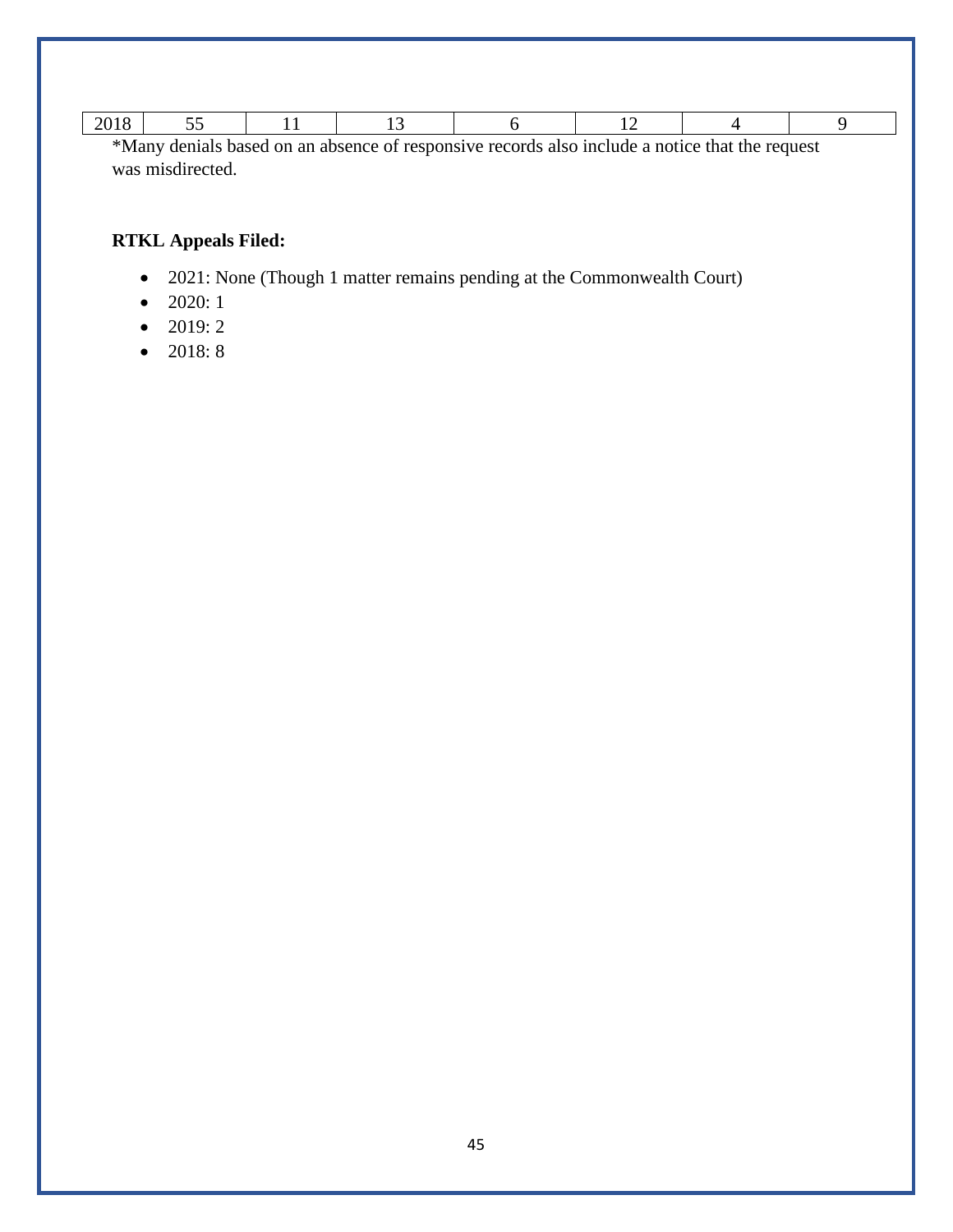| 2018 | 55 | 11 | 13 | 6 | 12 | 4 | 9 |
|---|---|---|---|---|---|---|---|

*Many denials based on an absence of responsive records also include a notice that the request was misdirected.

**RTKL Appeals Filed:**

- 2021: None (Though 1 matter remains pending at the Commonwealth Court)
- 2020: 1
- 2019: 2
- 2018: 8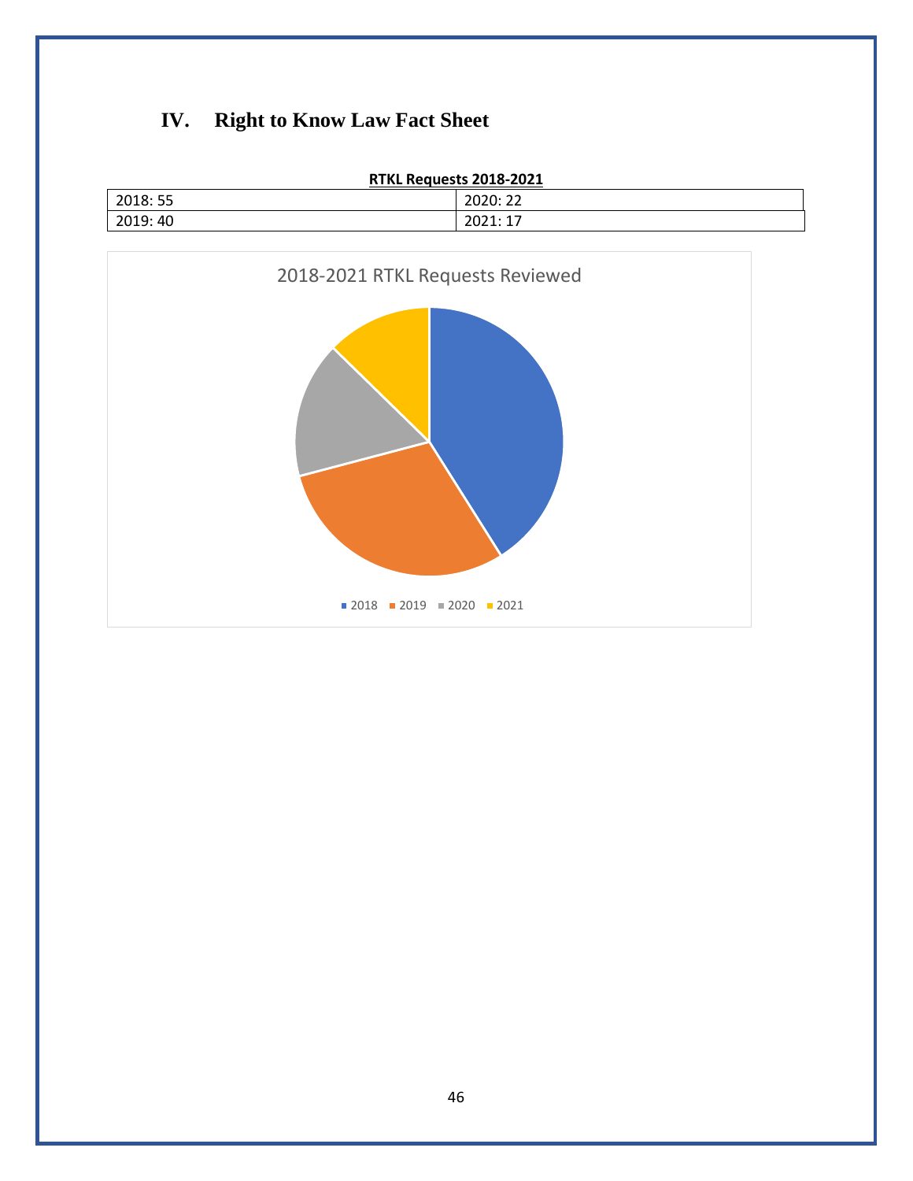## IV. Right to Know Law Fact Sheet

**RTKL Requests 2018-2021**

| | |
|---|---|
| 2018: 55 | 2020: 22 |
| 2019: 40 | 2021: 17 |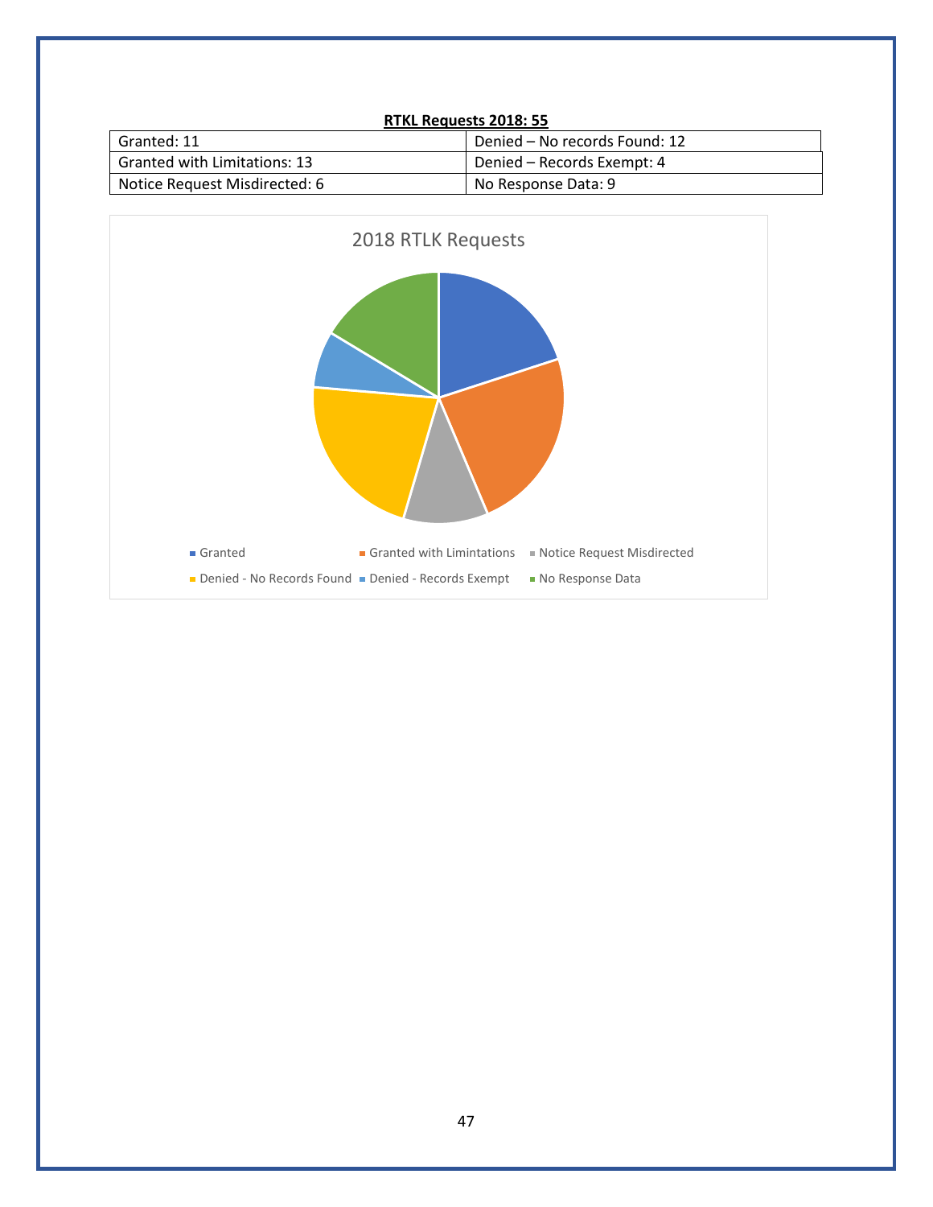**RTKL Requests 2018: 55**

| Granted: 11 | Denied – No records Found: 12 |
|---|---|
| Granted with Limitations: 13 | Denied – Records Exempt: 4 |
| Notice Request Misdirected: 6 | No Response Data: 9 |

2018 RTLK Requests

- Granted
- Granted with Limintations
- Notice Request Misdirected
- Denied - No Records Found
- Denied - Records Exempt
- No Response Data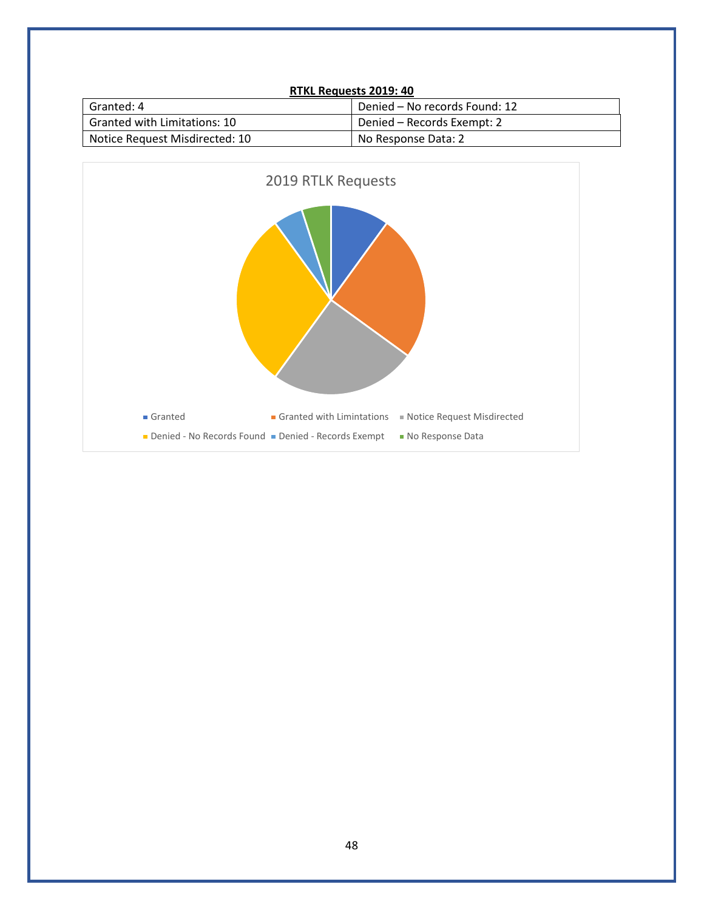**RTKL Requests 2019: 40**

| Granted: 4 | Denied – No records Found: 12 |
|---|---|
| Granted with Limitations: 10 | Denied – Records Exempt: 2 |
| Notice Request Misdirected: 10 | No Response Data: 2 |

2019 RTLK Requests

- Granted
- Granted with Limintations
- Notice Request Misdirected
- Denied - No Records Found
- Denied - Records Exempt
- No Response Data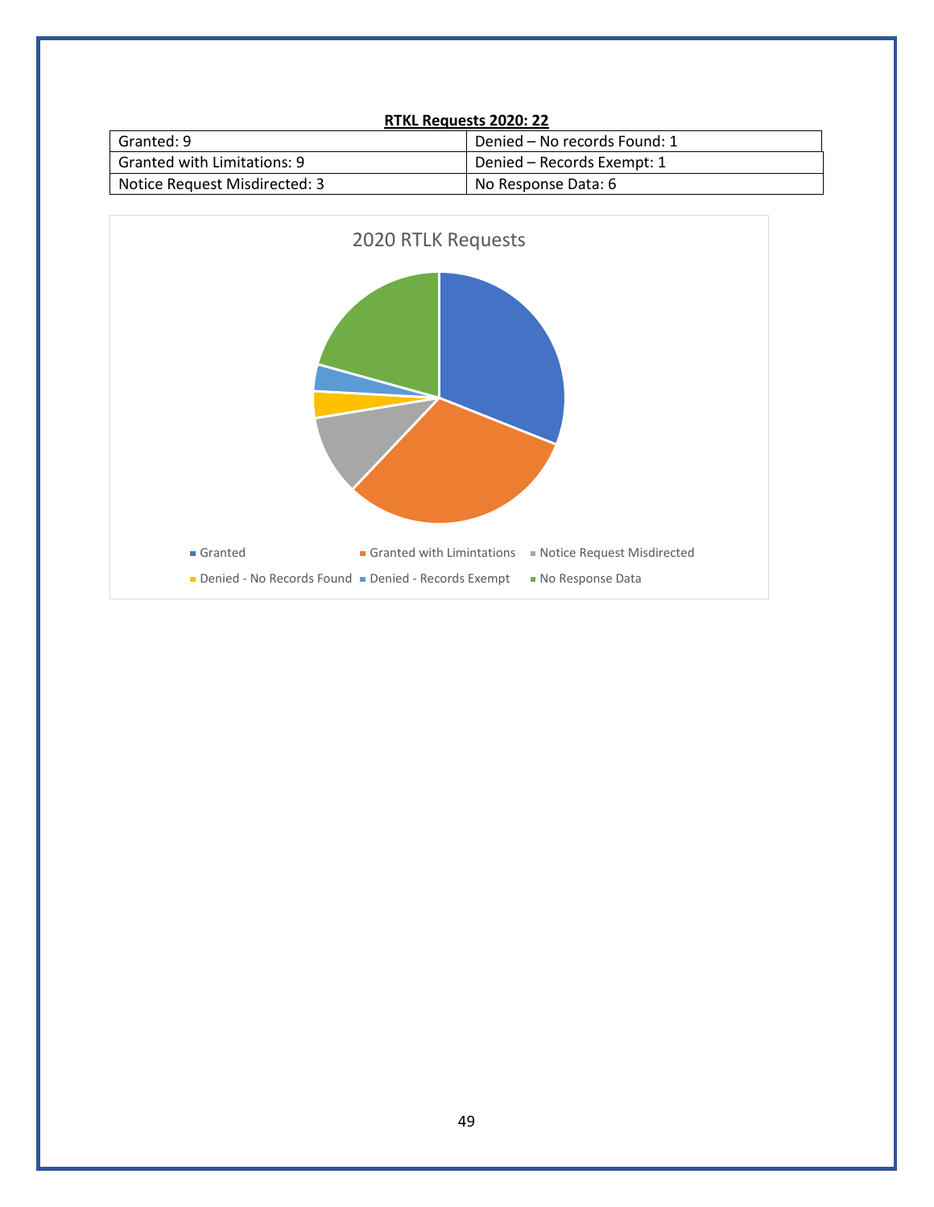**RTKL Requests 2020: 22**

| Granted: 9 | Denied – No records Found: 1 |
|---|---|
| Granted with Limitations: 9 | Denied – Records Exempt: 1 |
| Notice Request Misdirected: 3 | No Response Data: 6 |

2020 RTLK Requests

- Granted
- Granted with Limintations
- Notice Request Misdirected
- Denied - No Records Found
- Denied - Records Exempt
- No Response Data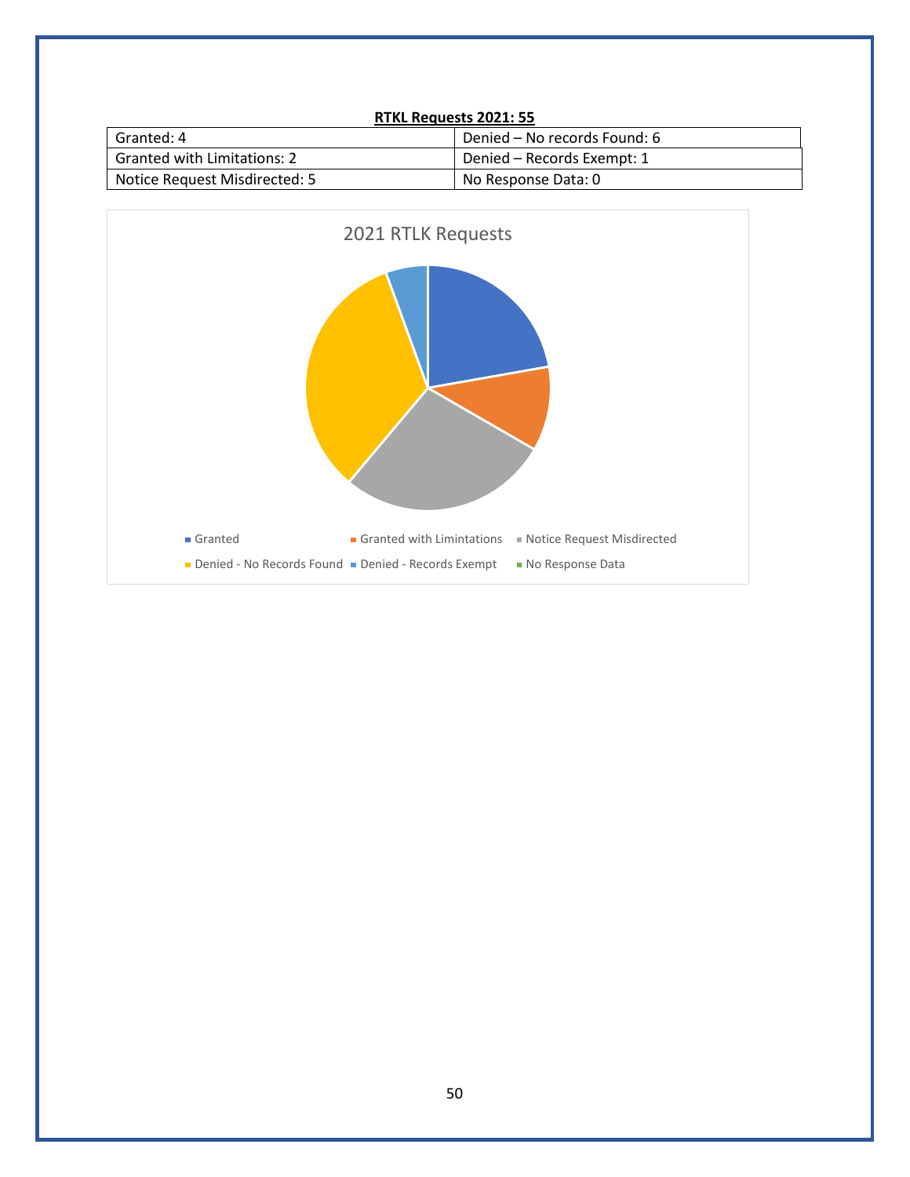**RTKL Requests 2021: 55**

| | |
|---|---|
| Granted: 4 | Denied – No records Found: 6 |
| Granted with Limitations: 2 | Denied – Records Exempt: 1 |
| Notice Request Misdirected: 5 | No Response Data: 0 |

2021 RTLK Requests

Granted
Granted with Limintations
Notice Request Misdirected
Denied - No Records Found
Denied - Records Exempt
No Response Data